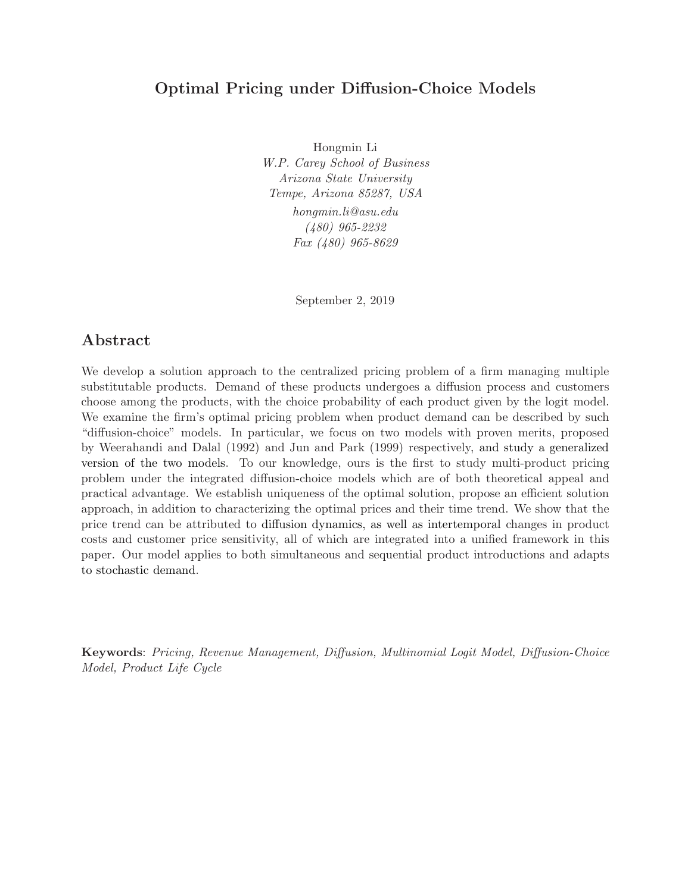# Optimal Pricing under Diffusion-Choice Models

Hongmin Li
*W.P. Carey School of Business*
*Arizona State University*
*Tempe, Arizona 85287, USA*
*hongmin.li@asu.edu*
*(480) 965-2232*
*Fax (480) 965-8629*

September 2, 2019

## Abstract

We develop a solution approach to the centralized pricing problem of a firm managing multiple substitutable products. Demand of these products undergoes a diffusion process and customers choose among the products, with the choice probability of each product given by the logit model. We examine the firm's optimal pricing problem when product demand can be described by such "diffusion-choice" models. In particular, we focus on two models with proven merits, proposed by Weerahandi and Dalal (1992) and Jun and Park (1999) respectively, and study a generalized version of the two models. To our knowledge, ours is the first to study multi-product pricing problem under the integrated diffusion-choice models which are of both theoretical appeal and practical advantage. We establish uniqueness of the optimal solution, propose an efficient solution approach, in addition to characterizing the optimal prices and their time trend. We show that the price trend can be attributed to diffusion dynamics, as well as intertemporal changes in product costs and customer price sensitivity, all of which are integrated into a unified framework in this paper. Our model applies to both simultaneous and sequential product introductions and adapts to stochastic demand.

**Keywords**: *Pricing, Revenue Management, Diffusion, Multinomial Logit Model, Diffusion-Choice Model, Product Life Cycle*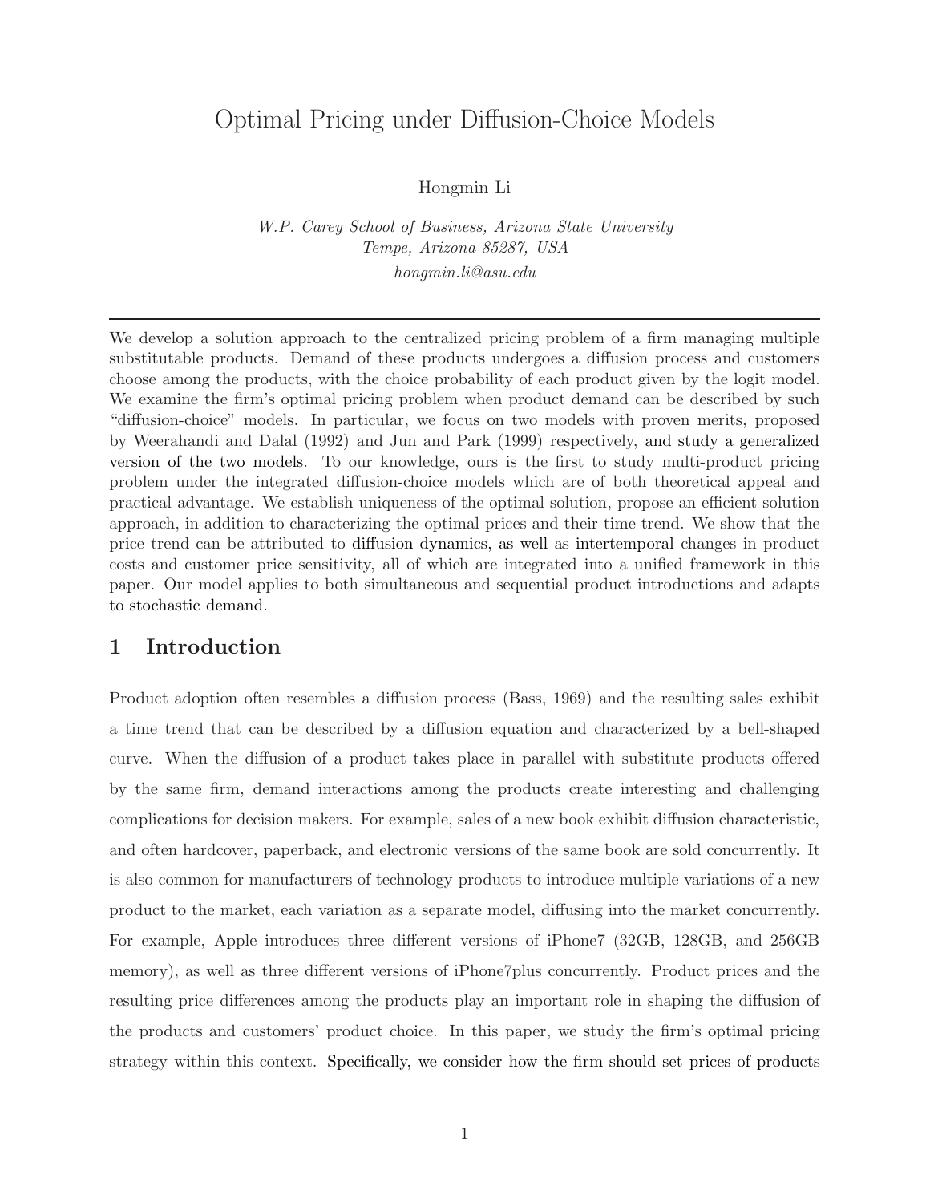// Optimal Pricing under Diffusion-Choice Models

Hongmin Li

*W.P. Carey School of Business, Arizona State University*
*Tempe, Arizona 85287, USA*
*hongmin.li@asu.edu*

---

We develop a solution approach to the centralized pricing problem of a firm managing multiple substitutable products. Demand of these products undergoes a diffusion process and customers choose among the products, with the choice probability of each product given by the logit model. We examine the firm's optimal pricing problem when product demand can be described by such "diffusion-choice" models. In particular, we focus on two models with proven merits, proposed by Weerahandi and Dalal (1992) and Jun and Park (1999) respectively, and study a generalized version of the two models. To our knowledge, ours is the first to study multi-product pricing problem under the integrated diffusion-choice models which are of both theoretical appeal and practical advantage. We establish uniqueness of the optimal solution, propose an efficient solution approach, in addition to characterizing the optimal prices and their time trend. We show that the price trend can be attributed to diffusion dynamics, as well as intertemporal changes in product costs and customer price sensitivity, all of which are integrated into a unified framework in this paper. Our model applies to both simultaneous and sequential product introductions and adapts to stochastic demand.

## 1 Introduction

Product adoption often resembles a diffusion process (Bass, 1969) and the resulting sales exhibit a time trend that can be described by a diffusion equation and characterized by a bell-shaped curve. When the diffusion of a product takes place in parallel with substitute products offered by the same firm, demand interactions among the products create interesting and challenging complications for decision makers. For example, sales of a new book exhibit diffusion characteristic, and often hardcover, paperback, and electronic versions of the same book are sold concurrently. It is also common for manufacturers of technology products to introduce multiple variations of a new product to the market, each variation as a separate model, diffusing into the market concurrently. For example, Apple introduces three different versions of iPhone7 (32GB, 128GB, and 256GB memory), as well as three different versions of iPhone7plus concurrently. Product prices and the resulting price differences among the products play an important role in shaping the diffusion of the products and customers' product choice. In this paper, we study the firm's optimal pricing strategy within this context. Specifically, we consider how the firm should set prices of products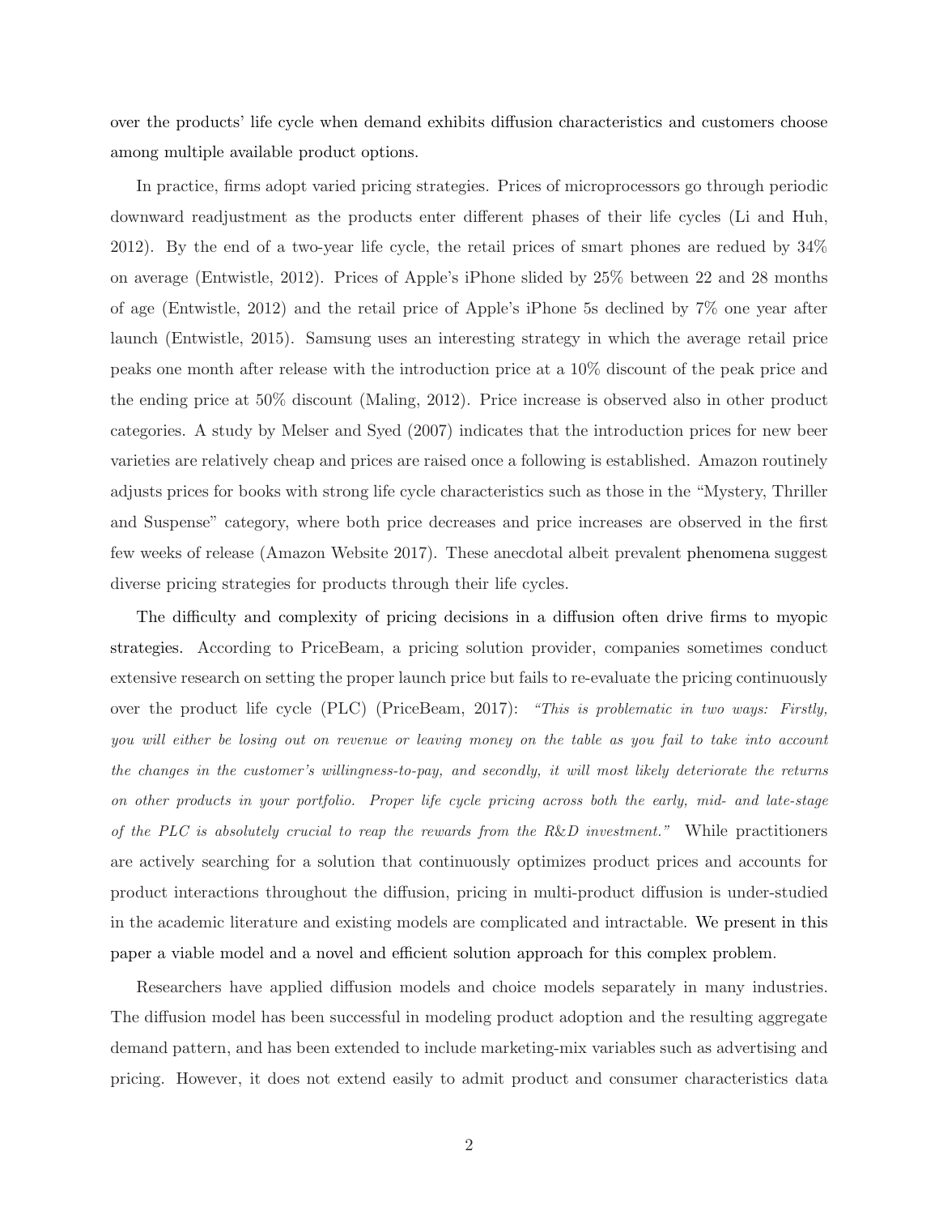over the products' life cycle when demand exhibits diffusion characteristics and customers choose among multiple available product options.

In practice, firms adopt varied pricing strategies. Prices of microprocessors go through periodic downward readjustment as the products enter different phases of their life cycles (Li and Huh, 2012). By the end of a two-year life cycle, the retail prices of smart phones are redued by 34% on average (Entwistle, 2012). Prices of Apple's iPhone slided by 25% between 22 and 28 months of age (Entwistle, 2012) and the retail price of Apple's iPhone 5s declined by 7% one year after launch (Entwistle, 2015). Samsung uses an interesting strategy in which the average retail price peaks one month after release with the introduction price at a 10% discount of the peak price and the ending price at 50% discount (Maling, 2012). Price increase is observed also in other product categories. A study by Melser and Syed (2007) indicates that the introduction prices for new beer varieties are relatively cheap and prices are raised once a following is established. Amazon routinely adjusts prices for books with strong life cycle characteristics such as those in the "Mystery, Thriller and Suspense" category, where both price decreases and price increases are observed in the first few weeks of release (Amazon Website 2017). These anecdotal albeit prevalent phenomena suggest diverse pricing strategies for products through their life cycles.

The difficulty and complexity of pricing decisions in a diffusion often drive firms to myopic strategies. According to PriceBeam, a pricing solution provider, companies sometimes conduct extensive research on setting the proper launch price but fails to re-evaluate the pricing continuously over the product life cycle (PLC) (PriceBeam, 2017): *"This is problematic in two ways: Firstly, you will either be losing out on revenue or leaving money on the table as you fail to take into account the changes in the customer's willingness-to-pay, and secondly, it will most likely deteriorate the returns on other products in your portfolio. Proper life cycle pricing across both the early, mid- and late-stage of the PLC is absolutely crucial to reap the rewards from the R&D investment."* While practitioners are actively searching for a solution that continuously optimizes product prices and accounts for product interactions throughout the diffusion, pricing in multi-product diffusion is under-studied in the academic literature and existing models are complicated and intractable. We present in this paper a viable model and a novel and efficient solution approach for this complex problem.

Researchers have applied diffusion models and choice models separately in many industries. The diffusion model has been successful in modeling product adoption and the resulting aggregate demand pattern, and has been extended to include marketing-mix variables such as advertising and pricing. However, it does not extend easily to admit product and consumer characteristics data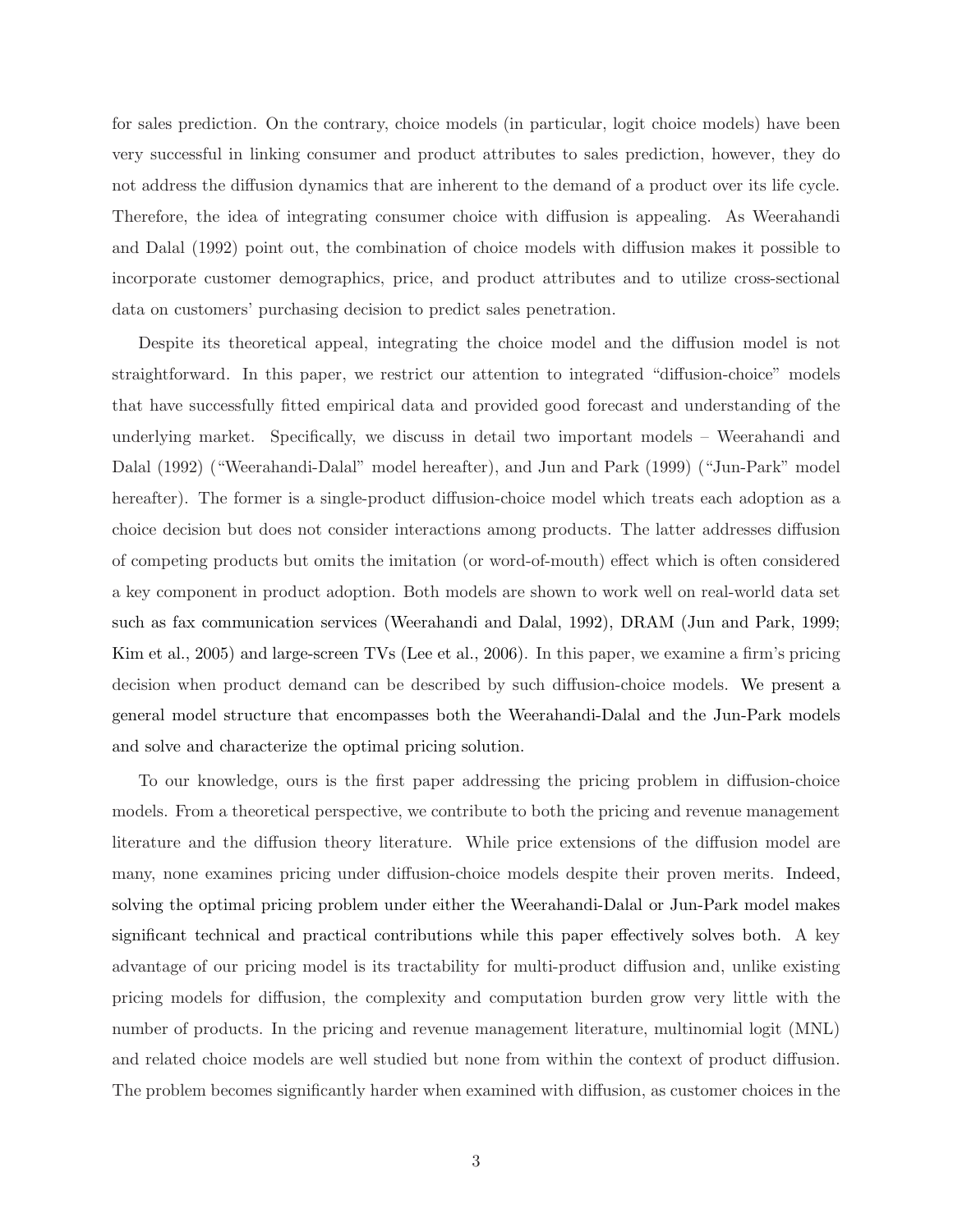for sales prediction. On the contrary, choice models (in particular, logit choice models) have been very successful in linking consumer and product attributes to sales prediction, however, they do not address the diffusion dynamics that are inherent to the demand of a product over its life cycle. Therefore, the idea of integrating consumer choice with diffusion is appealing. As Weerahandi and Dalal (1992) point out, the combination of choice models with diffusion makes it possible to incorporate customer demographics, price, and product attributes and to utilize cross-sectional data on customers' purchasing decision to predict sales penetration.

Despite its theoretical appeal, integrating the choice model and the diffusion model is not straightforward. In this paper, we restrict our attention to integrated "diffusion-choice" models that have successfully fitted empirical data and provided good forecast and understanding of the underlying market. Specifically, we discuss in detail two important models – Weerahandi and Dalal (1992) ("Weerahandi-Dalal" model hereafter), and Jun and Park (1999) ("Jun-Park" model hereafter). The former is a single-product diffusion-choice model which treats each adoption as a choice decision but does not consider interactions among products. The latter addresses diffusion of competing products but omits the imitation (or word-of-mouth) effect which is often considered a key component in product adoption. Both models are shown to work well on real-world data set such as fax communication services (Weerahandi and Dalal, 1992), DRAM (Jun and Park, 1999; Kim et al., 2005) and large-screen TVs (Lee et al., 2006). In this paper, we examine a firm's pricing decision when product demand can be described by such diffusion-choice models. We present a general model structure that encompasses both the Weerahandi-Dalal and the Jun-Park models and solve and characterize the optimal pricing solution.

To our knowledge, ours is the first paper addressing the pricing problem in diffusion-choice models. From a theoretical perspective, we contribute to both the pricing and revenue management literature and the diffusion theory literature. While price extensions of the diffusion model are many, none examines pricing under diffusion-choice models despite their proven merits. Indeed, solving the optimal pricing problem under either the Weerahandi-Dalal or Jun-Park model makes significant technical and practical contributions while this paper effectively solves both. A key advantage of our pricing model is its tractability for multi-product diffusion and, unlike existing pricing models for diffusion, the complexity and computation burden grow very little with the number of products. In the pricing and revenue management literature, multinomial logit (MNL) and related choice models are well studied but none from within the context of product diffusion. The problem becomes significantly harder when examined with diffusion, as customer choices in the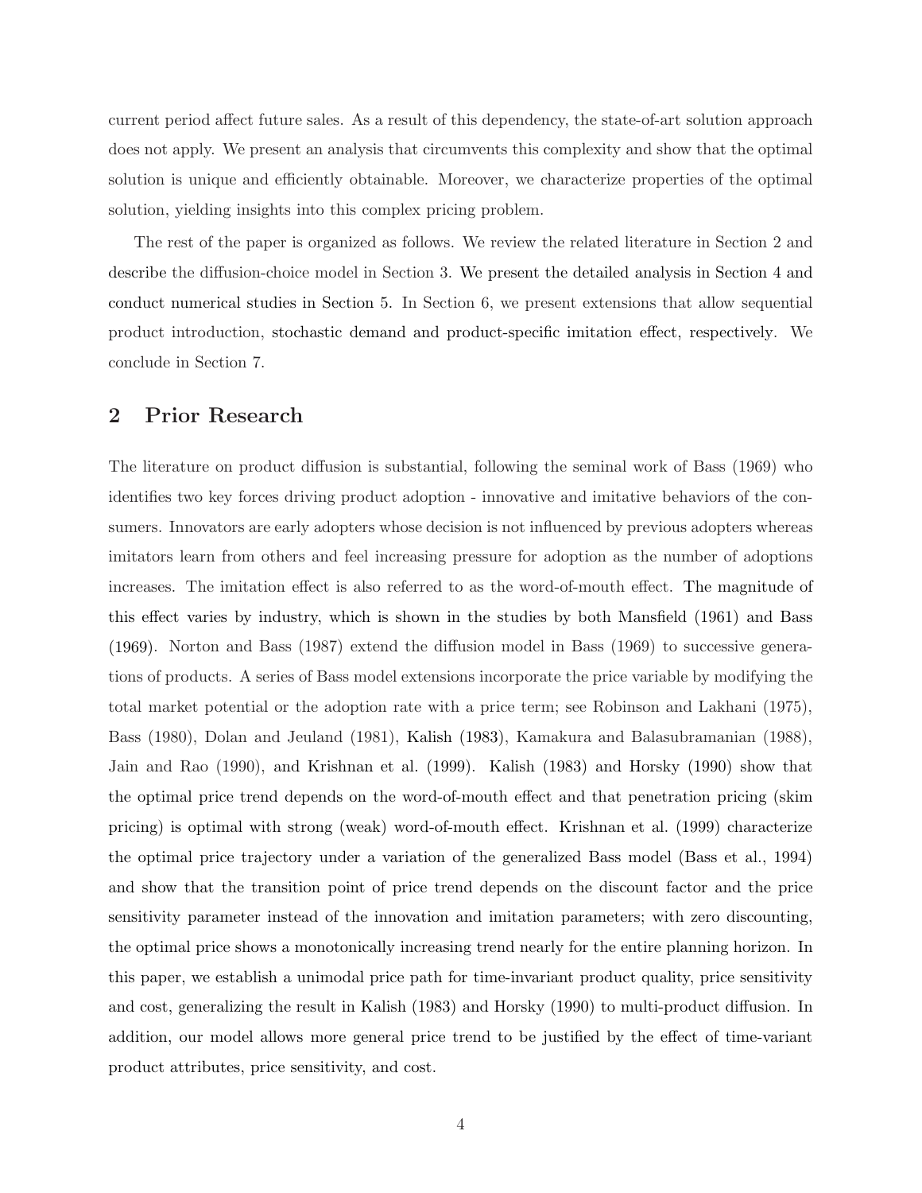current period affect future sales. As a result of this dependency, the state-of-art solution approach does not apply. We present an analysis that circumvents this complexity and show that the optimal solution is unique and efficiently obtainable. Moreover, we characterize properties of the optimal solution, yielding insights into this complex pricing problem.

The rest of the paper is organized as follows. We review the related literature in Section 2 and describe the diffusion-choice model in Section 3. We present the detailed analysis in Section 4 and conduct numerical studies in Section 5. In Section 6, we present extensions that allow sequential product introduction, stochastic demand and product-specific imitation effect, respectively. We conclude in Section 7.

## 2 Prior Research

The literature on product diffusion is substantial, following the seminal work of Bass (1969) who identifies two key forces driving product adoption - innovative and imitative behaviors of the consumers. Innovators are early adopters whose decision is not influenced by previous adopters whereas imitators learn from others and feel increasing pressure for adoption as the number of adoptions increases. The imitation effect is also referred to as the word-of-mouth effect. The magnitude of this effect varies by industry, which is shown in the studies by both Mansfield (1961) and Bass (1969). Norton and Bass (1987) extend the diffusion model in Bass (1969) to successive generations of products. A series of Bass model extensions incorporate the price variable by modifying the total market potential or the adoption rate with a price term; see Robinson and Lakhani (1975), Bass (1980), Dolan and Jeuland (1981), Kalish (1983), Kamakura and Balasubramanian (1988), Jain and Rao (1990), and Krishnan et al. (1999). Kalish (1983) and Horsky (1990) show that the optimal price trend depends on the word-of-mouth effect and that penetration pricing (skim pricing) is optimal with strong (weak) word-of-mouth effect. Krishnan et al. (1999) characterize the optimal price trajectory under a variation of the generalized Bass model (Bass et al., 1994) and show that the transition point of price trend depends on the discount factor and the price sensitivity parameter instead of the innovation and imitation parameters; with zero discounting, the optimal price shows a monotonically increasing trend nearly for the entire planning horizon. In this paper, we establish a unimodal price path for time-invariant product quality, price sensitivity and cost, generalizing the result in Kalish (1983) and Horsky (1990) to multi-product diffusion. In addition, our model allows more general price trend to be justified by the effect of time-variant product attributes, price sensitivity, and cost.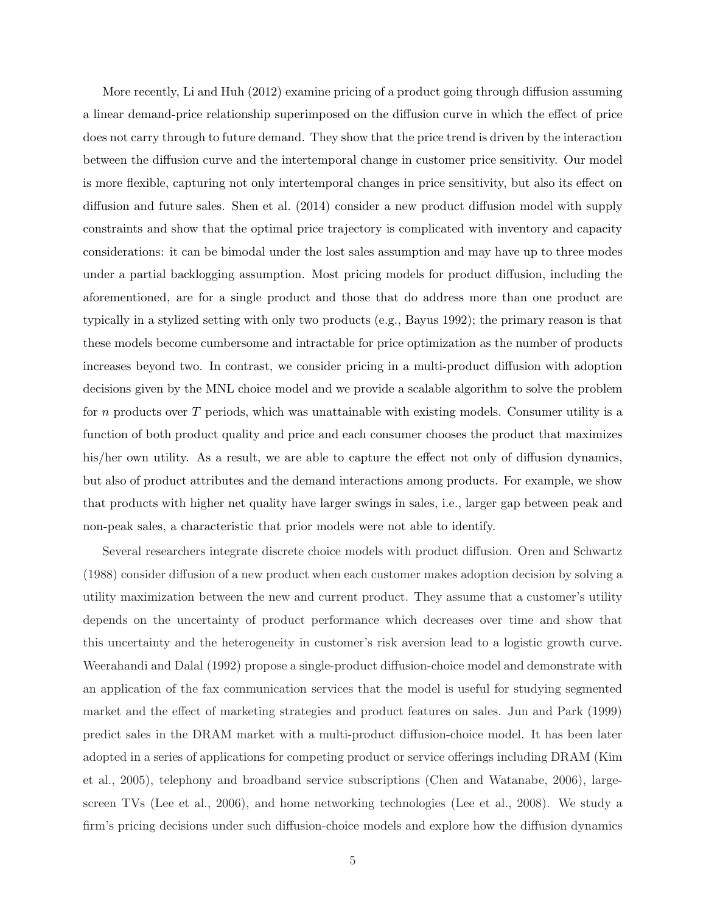More recently, Li and Huh (2012) examine pricing of a product going through diffusion assuming a linear demand-price relationship superimposed on the diffusion curve in which the effect of price does not carry through to future demand. They show that the price trend is driven by the interaction between the diffusion curve and the intertemporal change in customer price sensitivity. Our model is more flexible, capturing not only intertemporal changes in price sensitivity, but also its effect on diffusion and future sales. Shen et al. (2014) consider a new product diffusion model with supply constraints and show that the optimal price trajectory is complicated with inventory and capacity considerations: it can be bimodal under the lost sales assumption and may have up to three modes under a partial backlogging assumption. Most pricing models for product diffusion, including the aforementioned, are for a single product and those that do address more than one product are typically in a stylized setting with only two products (e.g., Bayus 1992); the primary reason is that these models become cumbersome and intractable for price optimization as the number of products increases beyond two. In contrast, we consider pricing in a multi-product diffusion with adoption decisions given by the MNL choice model and we provide a scalable algorithm to solve the problem for $n$ products over $T$ periods, which was unattainable with existing models. Consumer utility is a function of both product quality and price and each consumer chooses the product that maximizes his/her own utility. As a result, we are able to capture the effect not only of diffusion dynamics, but also of product attributes and the demand interactions among products. For example, we show that products with higher net quality have larger swings in sales, i.e., larger gap between peak and non-peak sales, a characteristic that prior models were not able to identify.

Several researchers integrate discrete choice models with product diffusion. Oren and Schwartz (1988) consider diffusion of a new product when each customer makes adoption decision by solving a utility maximization between the new and current product. They assume that a customer's utility depends on the uncertainty of product performance which decreases over time and show that this uncertainty and the heterogeneity in customer's risk aversion lead to a logistic growth curve. Weerahandi and Dalal (1992) propose a single-product diffusion-choice model and demonstrate with an application of the fax communication services that the model is useful for studying segmented market and the effect of marketing strategies and product features on sales. Jun and Park (1999) predict sales in the DRAM market with a multi-product diffusion-choice model. It has been later adopted in a series of applications for competing product or service offerings including DRAM (Kim et al., 2005), telephony and broadband service subscriptions (Chen and Watanabe, 2006), large-screen TVs (Lee et al., 2006), and home networking technologies (Lee et al., 2008). We study a firm's pricing decisions under such diffusion-choice models and explore how the diffusion dynamics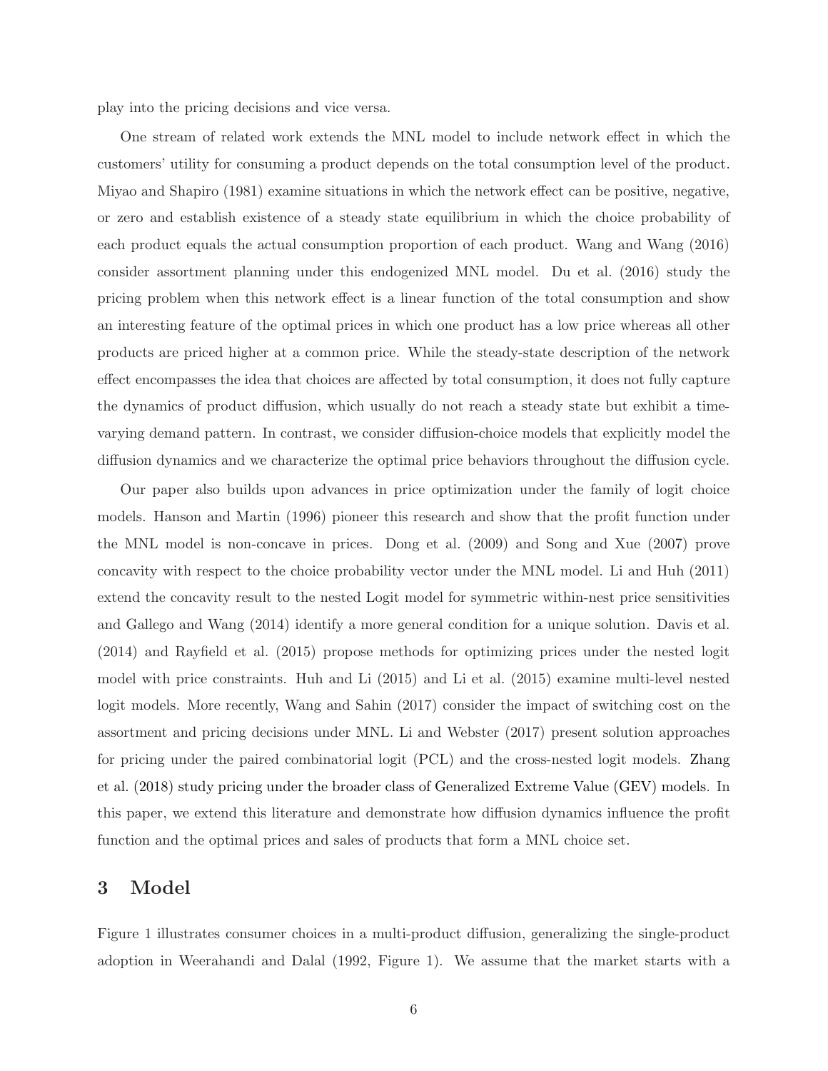play into the pricing decisions and vice versa.

One stream of related work extends the MNL model to include network effect in which the customers' utility for consuming a product depends on the total consumption level of the product. Miyao and Shapiro (1981) examine situations in which the network effect can be positive, negative, or zero and establish existence of a steady state equilibrium in which the choice probability of each product equals the actual consumption proportion of each product. Wang and Wang (2016) consider assortment planning under this endogenized MNL model. Du et al. (2016) study the pricing problem when this network effect is a linear function of the total consumption and show an interesting feature of the optimal prices in which one product has a low price whereas all other products are priced higher at a common price. While the steady-state description of the network effect encompasses the idea that choices are affected by total consumption, it does not fully capture the dynamics of product diffusion, which usually do not reach a steady state but exhibit a time-varying demand pattern. In contrast, we consider diffusion-choice models that explicitly model the diffusion dynamics and we characterize the optimal price behaviors throughout the diffusion cycle.

Our paper also builds upon advances in price optimization under the family of logit choice models. Hanson and Martin (1996) pioneer this research and show that the profit function under the MNL model is non-concave in prices. Dong et al. (2009) and Song and Xue (2007) prove concavity with respect to the choice probability vector under the MNL model. Li and Huh (2011) extend the concavity result to the nested Logit model for symmetric within-nest price sensitivities and Gallego and Wang (2014) identify a more general condition for a unique solution. Davis et al. (2014) and Rayfield et al. (2015) propose methods for optimizing prices under the nested logit model with price constraints. Huh and Li (2015) and Li et al. (2015) examine multi-level nested logit models. More recently, Wang and Sahin (2017) consider the impact of switching cost on the assortment and pricing decisions under MNL. Li and Webster (2017) present solution approaches for pricing under the paired combinatorial logit (PCL) and the cross-nested logit models. Zhang et al. (2018) study pricing under the broader class of Generalized Extreme Value (GEV) models. In this paper, we extend this literature and demonstrate how diffusion dynamics influence the profit function and the optimal prices and sales of products that form a MNL choice set.

# 3 Model

Figure 1 illustrates consumer choices in a multi-product diffusion, generalizing the single-product adoption in Weerahandi and Dalal (1992, Figure 1). We assume that the market starts with a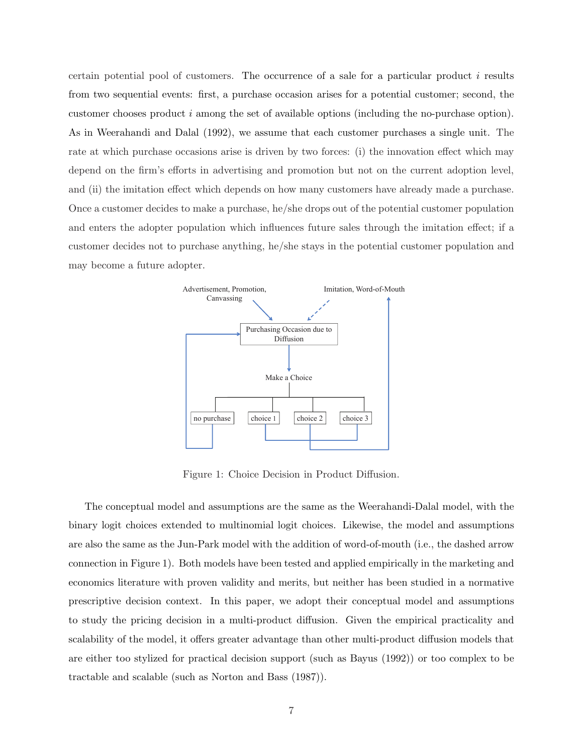certain potential pool of customers. The occurrence of a sale for a particular product $i$ results from two sequential events: first, a purchase occasion arises for a potential customer; second, the customer chooses product $i$ among the set of available options (including the no-purchase option). As in Weerahandi and Dalal (1992), we assume that each customer purchases a single unit. The rate at which purchase occasions arise is driven by two forces: (i) the innovation effect which may depend on the firm's efforts in advertising and promotion but not on the current adoption level, and (ii) the imitation effect which depends on how many customers have already made a purchase. Once a customer decides to make a purchase, he/she drops out of the potential customer population and enters the adopter population which influences future sales through the imitation effect; if a customer decides not to purchase anything, he/she stays in the potential customer population and may become a future adopter.

Figure 1: Choice Decision in Product Diffusion.

The conceptual model and assumptions are the same as the Weerahandi-Dalal model, with the binary logit choices extended to multinomial logit choices. Likewise, the model and assumptions are also the same as the Jun-Park model with the addition of word-of-mouth (i.e., the dashed arrow connection in Figure 1). Both models have been tested and applied empirically in the marketing and economics literature with proven validity and merits, but neither has been studied in a normative prescriptive decision context. In this paper, we adopt their conceptual model and assumptions to study the pricing decision in a multi-product diffusion. Given the empirical practicality and scalability of the model, it offers greater advantage than other multi-product diffusion models that are either too stylized for practical decision support (such as Bayus (1992)) or too complex to be tractable and scalable (such as Norton and Bass (1987)).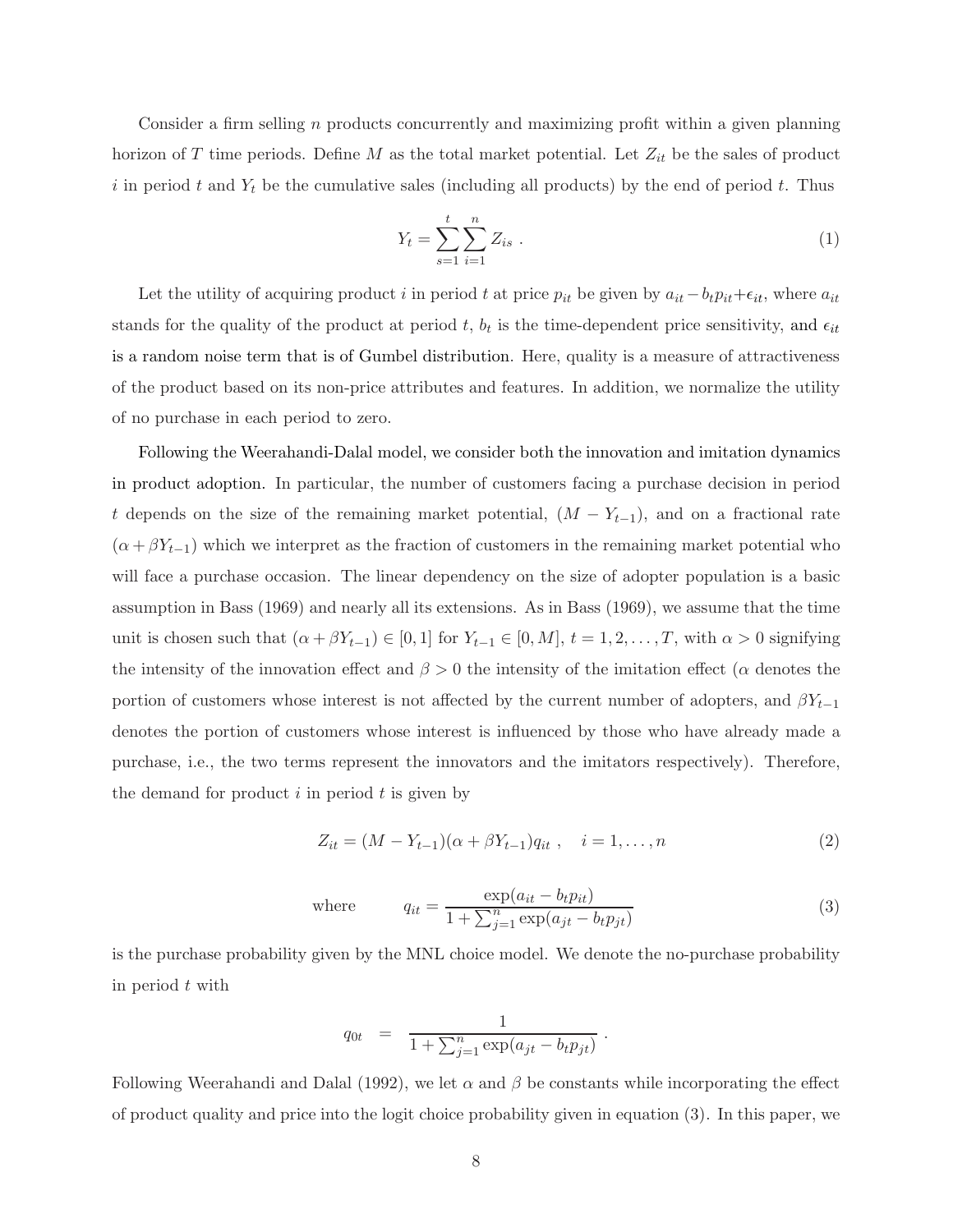Consider a firm selling $n$ products concurrently and maximizing profit within a given planning horizon of $T$ time periods. Define $M$ as the total market potential. Let $Z_{it}$ be the sales of product $i$ in period $t$ and $Y_t$ be the cumulative sales (including all products) by the end of period $t$. Thus

$$Y_t = \sum_{s=1}^{t} \sum_{i=1}^{n} Z_{is} \ . \tag{1}$$

Let the utility of acquiring product $i$ in period $t$ at price $p_{it}$ be given by $a_{it} - b_t p_{it} + \epsilon_{it}$, where $a_{it}$ stands for the quality of the product at period $t$, $b_t$ is the time-dependent price sensitivity, and $\epsilon_{it}$ is a random noise term that is of Gumbel distribution. Here, quality is a measure of attractiveness of the product based on its non-price attributes and features. In addition, we normalize the utility of no purchase in each period to zero.

Following the Weerahandi-Dalal model, we consider both the innovation and imitation dynamics in product adoption. In particular, the number of customers facing a purchase decision in period $t$ depends on the size of the remaining market potential, $(M - Y_{t-1})$, and on a fractional rate $(\alpha + \beta Y_{t-1})$ which we interpret as the fraction of customers in the remaining market potential who will face a purchase occasion. The linear dependency on the size of adopter population is a basic assumption in Bass (1969) and nearly all its extensions. As in Bass (1969), we assume that the time unit is chosen such that $(\alpha + \beta Y_{t-1}) \in [0, 1]$ for $Y_{t-1} \in [0, M]$, $t = 1, 2, \ldots, T$, with $\alpha > 0$ signifying the intensity of the innovation effect and $\beta > 0$ the intensity of the imitation effect ($\alpha$ denotes the portion of customers whose interest is not affected by the current number of adopters, and $\beta Y_{t-1}$ denotes the portion of customers whose interest is influenced by those who have already made a purchase, i.e., the two terms represent the innovators and the imitators respectively). Therefore, the demand for product $i$ in period $t$ is given by

$$Z_{it} = (M - Y_{t-1})(\alpha + \beta Y_{t-1}) q_{it} \ , \quad i = 1, \ldots, n \tag{2}$$

$$\text{where} \qquad q_{it} = \frac{\exp(a_{it} - b_t p_{it})}{1 + \sum_{j=1}^{n} \exp(a_{jt} - b_t p_{jt})} \tag{3}$$

is the purchase probability given by the MNL choice model. We denote the no-purchase probability in period $t$ with

$$q_{0t} = \frac{1}{1 + \sum_{j=1}^{n} \exp(a_{jt} - b_t p_{jt})} \ .$$

Following Weerahandi and Dalal (1992), we let $\alpha$ and $\beta$ be constants while incorporating the effect of product quality and price into the logit choice probability given in equation (3). In this paper, we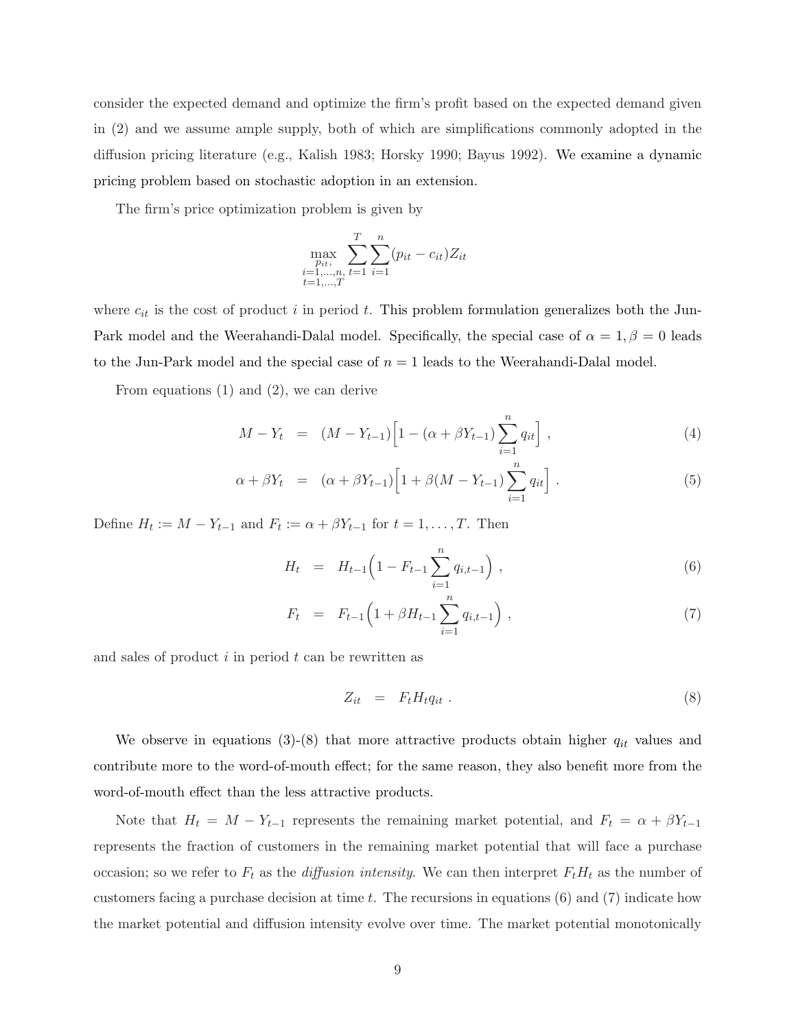consider the expected demand and optimize the firm's profit based on the expected demand given in (2) and we assume ample supply, both of which are simplifications commonly adopted in the diffusion pricing literature (e.g., Kalish 1983; Horsky 1990; Bayus 1992). We examine a dynamic pricing problem based on stochastic adoption in an extension.

The firm's price optimization problem is given by

$$\max_{\substack{p_{it},\\ i=1,\ldots,n,\\ t=1,\ldots,T}} \sum_{t=1}^{T}\sum_{i=1}^{n}(p_{it}-c_{it})Z_{it}$$

where $c_{it}$ is the cost of product $i$ in period $t$. This problem formulation generalizes both the Jun-Park model and the Weerahandi-Dalal model. Specifically, the special case of $\alpha = 1, \beta = 0$ leads to the Jun-Park model and the special case of $n = 1$ leads to the Weerahandi-Dalal model.

From equations (1) and (2), we can derive

$$M - Y_t = (M - Y_{t-1})\Big[1 - (\alpha + \beta Y_{t-1})\sum_{i=1}^{n} q_{it}\Big] , \tag{4}$$

$$\alpha + \beta Y_t = (\alpha + \beta Y_{t-1})\Big[1 + \beta(M - Y_{t-1})\sum_{i=1}^{n} q_{it}\Big] . \tag{5}$$

Define $H_t := M - Y_{t-1}$ and $F_t := \alpha + \beta Y_{t-1}$ for $t = 1, \ldots, T$. Then

$$H_t = H_{t-1}\Big(1 - F_{t-1}\sum_{i=1}^{n} q_{i,t-1}\Big) , \tag{6}$$

$$F_t = F_{t-1}\Big(1 + \beta H_{t-1}\sum_{i=1}^{n} q_{i,t-1}\Big) , \tag{7}$$

and sales of product $i$ in period $t$ can be rewritten as

$$Z_{it} = F_t H_t q_{it} . \tag{8}$$

We observe in equations (3)-(8) that more attractive products obtain higher $q_{it}$ values and contribute more to the word-of-mouth effect; for the same reason, they also benefit more from the word-of-mouth effect than the less attractive products.

Note that $H_t = M - Y_{t-1}$ represents the remaining market potential, and $F_t = \alpha + \beta Y_{t-1}$ represents the fraction of customers in the remaining market potential that will face a purchase occasion; so we refer to $F_t$ as the *diffusion intensity*. We can then interpret $F_t H_t$ as the number of customers facing a purchase decision at time $t$. The recursions in equations (6) and (7) indicate how the market potential and diffusion intensity evolve over time. The market potential monotonically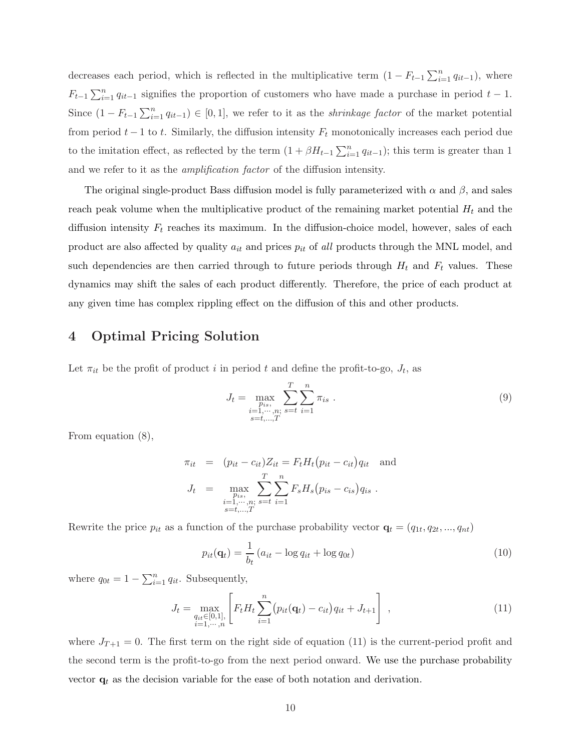decreases each period, which is reflected in the multiplicative term $(1 - F_{t-1}\sum_{i=1}^{n} q_{it-1})$, where $F_{t-1}\sum_{i=1}^{n} q_{it-1}$ signifies the proportion of customers who have made a purchase in period $t-1$. Since $(1 - F_{t-1}\sum_{i=1}^{n} q_{it-1}) \in [0, 1]$, we refer to it as the *shrinkage factor* of the market potential from period $t-1$ to $t$. Similarly, the diffusion intensity $F_t$ monotonically increases each period due to the imitation effect, as reflected by the term $(1 + \beta H_{t-1}\sum_{i=1}^{n} q_{it-1})$; this term is greater than 1 and we refer to it as the *amplification factor* of the diffusion intensity.

The original single-product Bass diffusion model is fully parameterized with $\alpha$ and $\beta$, and sales reach peak volume when the multiplicative product of the remaining market potential $H_t$ and the diffusion intensity $F_t$ reaches its maximum. In the diffusion-choice model, however, sales of each product are also affected by quality $a_{it}$ and prices $p_{it}$ of *all* products through the MNL model, and such dependencies are then carried through to future periods through $H_t$ and $F_t$ values. These dynamics may shift the sales of each product differently. Therefore, the price of each product at any given time has complex rippling effect on the diffusion of this and other products.

# 4 Optimal Pricing Solution

Let $\pi_{it}$ be the profit of product $i$ in period $t$ and define the profit-to-go, $J_t$, as

$$J_t = \max_{\substack{p_{is},\\ i=1,\cdots,n;\\ s=t,\ldots,T}} \sum_{s=t}^{T}\sum_{i=1}^{n} \pi_{is} \ . \tag{9}$$

From equation (8),

$$\begin{aligned} \pi_{it} &= (p_{it} - c_{it})Z_{it} = F_t H_t \big(p_{it} - c_{it}\big) q_{it} \quad \text{and} \\ J_t &= \max_{\substack{p_{is},\\ i=1,\cdots,n;\\ s=t,\ldots,T}} \sum_{s=t}^{T}\sum_{i=1}^{n} F_s H_s \big(p_{is} - c_{is}\big) q_{is} \ . \end{aligned}$$

Rewrite the price $p_{it}$ as a function of the purchase probability vector $\mathbf{q}_t = (q_{1t}, q_{2t}, ..., q_{nt})$

$$p_{it}(\mathbf{q}_t) = \frac{1}{b_t}\left(a_{it} - \log q_{it} + \log q_{0t}\right) \tag{10}$$

where $q_{0t} = 1 - \sum_{i=1}^{n} q_{it}$. Subsequently,

$$J_t = \max_{\substack{q_{it}\in[0,1],\\ i=1,\cdots,n}} \left[ F_t H_t \sum_{i=1}^{n} \big(p_{it}(\mathbf{q}_t) - c_{it}\big) q_{it} + J_{t+1} \right] \ , \tag{11}$$

where $J_{T+1} = 0$. The first term on the right side of equation (11) is the current-period profit and the second term is the profit-to-go from the next period onward. We use the purchase probability vector $\mathbf{q}_t$ as the decision variable for the ease of both notation and derivation.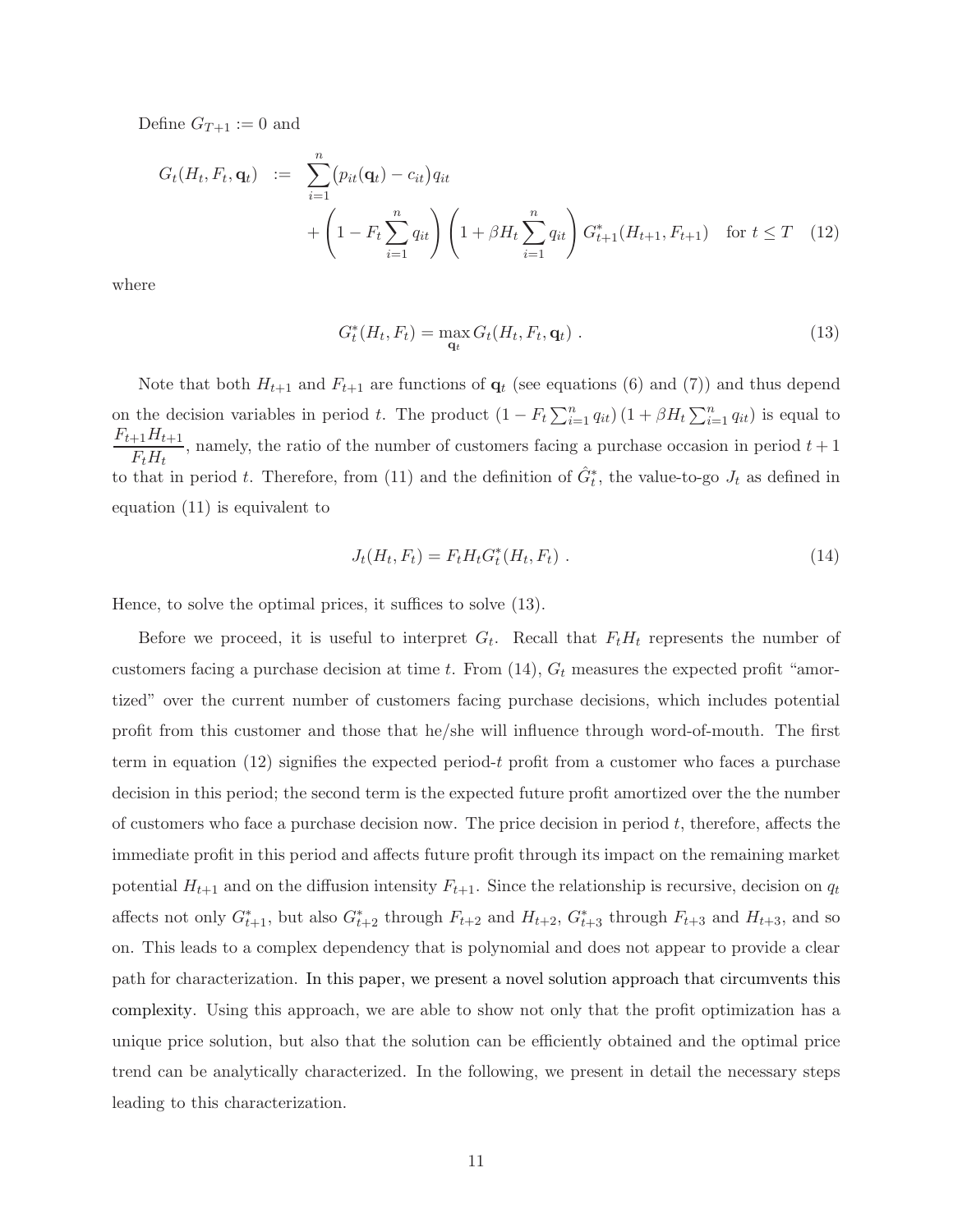Define $G_{T+1} := 0$ and

$$
\begin{aligned}
G_t(H_t, F_t, \mathbf{q}_t) \;\; := \;\; & \sum_{i=1}^{n} \big(p_{it}(\mathbf{q}_t) - c_{it}\big) q_{it} \\
& + \left(1 - F_t \sum_{i=1}^{n} q_{it}\right) \left(1 + \beta H_t \sum_{i=1}^{n} q_{it}\right) G^*_{t+1}(H_{t+1}, F_{t+1}) \quad \text{for } t \leq T \quad (12)
\end{aligned}
$$

where

$$
G^*_t(H_t, F_t) = \max_{\mathbf{q}_t} G_t(H_t, F_t, \mathbf{q}_t) \; . \tag{13}
$$

Note that both $H_{t+1}$ and $F_{t+1}$ are functions of $\mathbf{q}_t$ (see equations (6) and (7)) and thus depend on the decision variables in period $t$. The product $(1 - F_t \sum_{i=1}^{n} q_{it})\,(1 + \beta H_t \sum_{i=1}^{n} q_{it})$ is equal to $\dfrac{F_{t+1} H_{t+1}}{F_t H_t}$, namely, the ratio of the number of customers facing a purchase occasion in period $t+1$ to that in period $t$. Therefore, from (11) and the definition of $\hat{G}^*_t$, the value-to-go $J_t$ as defined in equation (11) is equivalent to

$$
J_t(H_t, F_t) = F_t H_t G^*_t(H_t, F_t) \; . \tag{14}
$$

Hence, to solve the optimal prices, it suffices to solve (13).

Before we proceed, it is useful to interpret $G_t$. Recall that $F_t H_t$ represents the number of customers facing a purchase decision at time $t$. From (14), $G_t$ measures the expected profit "amortized" over the current number of customers facing purchase decisions, which includes potential profit from this customer and those that he/she will influence through word-of-mouth. The first term in equation (12) signifies the expected period-$t$ profit from a customer who faces a purchase decision in this period; the second term is the expected future profit amortized over the the number of customers who face a purchase decision now. The price decision in period $t$, therefore, affects the immediate profit in this period and affects future profit through its impact on the remaining market potential $H_{t+1}$ and on the diffusion intensity $F_{t+1}$. Since the relationship is recursive, decision on $q_t$ affects not only $G^*_{t+1}$, but also $G^*_{t+2}$ through $F_{t+2}$ and $H_{t+2}$, $G^*_{t+3}$ through $F_{t+3}$ and $H_{t+3}$, and so on. This leads to a complex dependency that is polynomial and does not appear to provide a clear path for characterization. In this paper, we present a novel solution approach that circumvents this complexity. Using this approach, we are able to show not only that the profit optimization has a unique price solution, but also that the solution can be efficiently obtained and the optimal price trend can be analytically characterized. In the following, we present in detail the necessary steps leading to this characterization.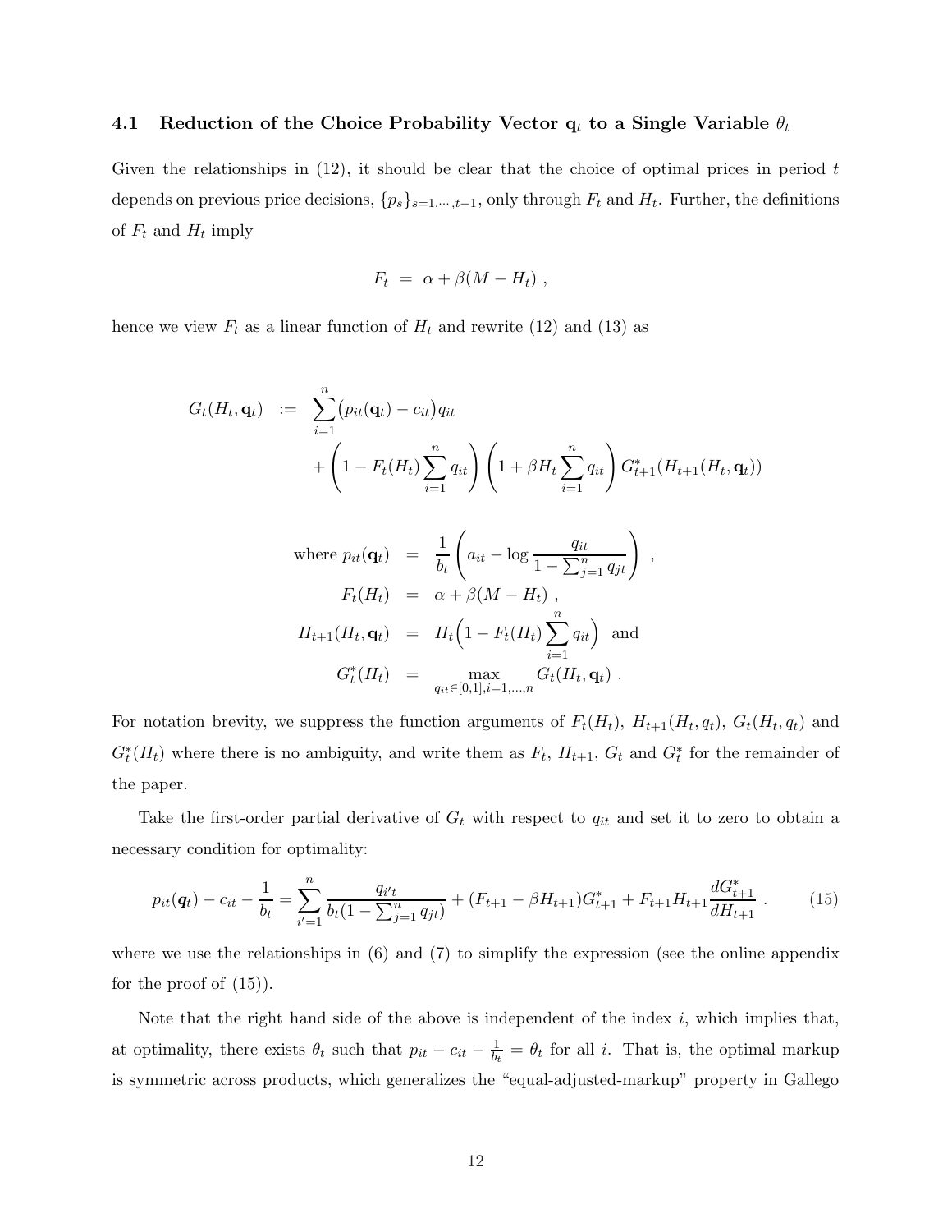### 4.1 Reduction of the Choice Probability Vector $\mathbf{q}_t$ to a Single Variable $\theta_t$

Given the relationships in (12), it should be clear that the choice of optimal prices in period $t$ depends on previous price decisions, $\{p_s\}_{s=1,\cdots,t-1}$, only through $F_t$ and $H_t$. Further, the definitions of $F_t$ and $H_t$ imply

$$F_t = \alpha + \beta(M - H_t) ,$$

hence we view $F_t$ as a linear function of $H_t$ and rewrite (12) and (13) as

$$\begin{aligned} G_t(H_t, \mathbf{q}_t) := & \sum_{i=1}^{n} \big(p_{it}(\mathbf{q}_t) - c_{it}\big) q_{it} \\ & + \left(1 - F_t(H_t) \sum_{i=1}^{n} q_{it}\right) \left(1 + \beta H_t \sum_{i=1}^{n} q_{it}\right) G^*_{t+1}(H_{t+1}(H_t, \mathbf{q}_t)) \end{aligned}$$

$$\begin{aligned} \text{where } p_{it}(\mathbf{q}_t) &= \frac{1}{b_t}\left(a_{it} - \log \frac{q_{it}}{1 - \sum_{j=1}^{n} q_{jt}}\right) , \\ F_t(H_t) &= \alpha + \beta(M - H_t) , \\ H_{t+1}(H_t, \mathbf{q}_t) &= H_t\Big(1 - F_t(H_t) \sum_{i=1}^{n} q_{it}\Big) \text{ and} \\ G^*_t(H_t) &= \max_{q_{it} \in [0,1], i=1,\ldots,n} G_t(H_t, \mathbf{q}_t) . \end{aligned}$$

For notation brevity, we suppress the function arguments of $F_t(H_t)$, $H_{t+1}(H_t, q_t)$, $G_t(H_t, q_t)$ and $G^*_t(H_t)$ where there is no ambiguity, and write them as $F_t$, $H_{t+1}$, $G_t$ and $G^*_t$ for the remainder of the paper.

Take the first-order partial derivative of $G_t$ with respect to $q_{it}$ and set it to zero to obtain a necessary condition for optimality:

$$p_{it}(\boldsymbol{q}_t) - c_{it} - \frac{1}{b_t} = \sum_{i'=1}^{n} \frac{q_{i't}}{b_t(1 - \sum_{j=1}^{n} q_{jt})} + (F_{t+1} - \beta H_{t+1}) G^*_{t+1} + F_{t+1} H_{t+1} \frac{dG^*_{t+1}}{dH_{t+1}} . \tag{15}$$

where we use the relationships in (6) and (7) to simplify the expression (see the online appendix for the proof of (15)).

Note that the right hand side of the above is independent of the index $i$, which implies that, at optimality, there exists $\theta_t$ such that $p_{it} - c_{it} - \frac{1}{b_t} = \theta_t$ for all $i$. That is, the optimal markup is symmetric across products, which generalizes the "equal-adjusted-markup" property in Gallego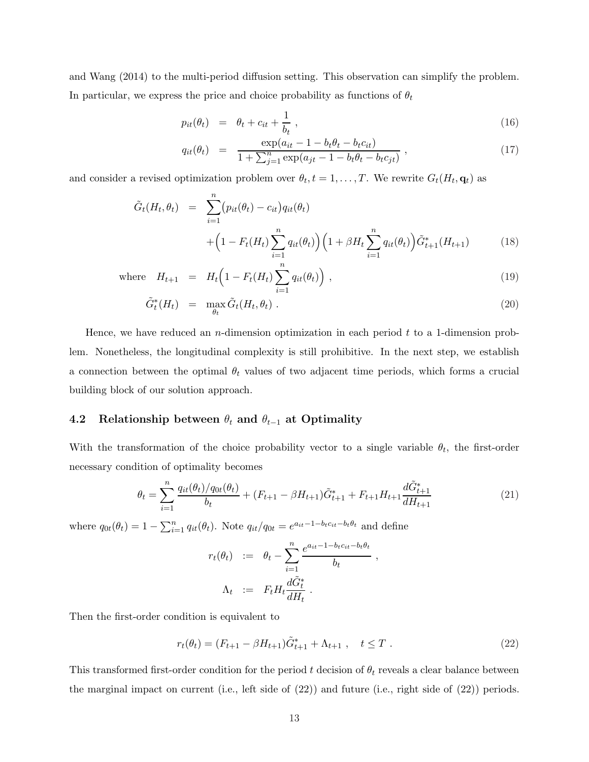and Wang (2014) to the multi-period diffusion setting. This observation can simplify the problem. In particular, we express the price and choice probability as functions of $\theta_t$

$$
\begin{aligned}
p_{it}(\theta_t) &= \theta_t + c_{it} + \frac{1}{b_t} \ , && (16) \\
q_{it}(\theta_t) &= \frac{\exp(a_{it} - 1 - b_t\theta_t - b_t c_{it})}{1 + \sum_{j=1}^{n} \exp(a_{jt} - 1 - b_t\theta_t - b_t c_{jt})} \ , && (17)
\end{aligned}
$$

and consider a revised optimization problem over $\theta_t, t = 1, \ldots, T$. We rewrite $G_t(H_t, \mathbf{q}_t)$ as

$$
\begin{aligned}
\tilde{G}_t(H_t, \theta_t) &= \sum_{i=1}^{n} \big(p_{it}(\theta_t) - c_{it}\big) q_{it}(\theta_t) \\
&\quad + \Big(1 - F_t(H_t)\sum_{i=1}^{n} q_{it}(\theta_t)\Big)\Big(1 + \beta H_t \sum_{i=1}^{n} q_{it}(\theta_t)\Big)\tilde{G}^*_{t+1}(H_{t+1}) && (18) \\
\text{where} \quad H_{t+1} &= H_t\Big(1 - F_t(H_t)\sum_{i=1}^{n} q_{it}(\theta_t)\Big) \ , && (19) \\
\tilde{G}^*_t(H_t) &= \max_{\theta_t} \tilde{G}_t(H_t, \theta_t) \ . && (20)
\end{aligned}
$$

Hence, we have reduced an $n$-dimension optimization in each period $t$ to a 1-dimension problem. Nonetheless, the longitudinal complexity is still prohibitive. In the next step, we establish a connection between the optimal $\theta_t$ values of two adjacent time periods, which forms a crucial building block of our solution approach.

### 4.2 Relationship between $\theta_t$ and $\theta_{t-1}$ at Optimality

With the transformation of the choice probability vector to a single variable $\theta_t$, the first-order necessary condition of optimality becomes

$$
\theta_t = \sum_{i=1}^{n} \frac{q_{it}(\theta_t)/q_{0t}(\theta_t)}{b_t} + (F_{t+1} - \beta H_{t+1})\tilde{G}^*_{t+1} + F_{t+1}H_{t+1}\frac{d\tilde{G}^*_{t+1}}{dH_{t+1}} \tag{21}
$$

where $q_{0t}(\theta_t) = 1 - \sum_{i=1}^{n} q_{it}(\theta_t)$. Note $q_{it}/q_{0t} = e^{a_{it}-1-b_t c_{it}-b_t\theta_t}$ and define

$$
\begin{aligned}
r_t(\theta_t) &:= \theta_t - \sum_{i=1}^{n} \frac{e^{a_{it}-1-b_t c_{it}-b_t\theta_t}}{b_t} \ , \\
\Lambda_t &:= F_t H_t \frac{d\tilde{G}^*_t}{dH_t} \ .
\end{aligned}
$$

Then the first-order condition is equivalent to

$$
r_t(\theta_t) = (F_{t+1} - \beta H_{t+1})\tilde{G}^*_{t+1} + \Lambda_{t+1} \ , \quad t \leq T \ . \tag{22}
$$

This transformed first-order condition for the period $t$ decision of $\theta_t$ reveals a clear balance between the marginal impact on current (i.e., left side of (22)) and future (i.e., right side of (22)) periods.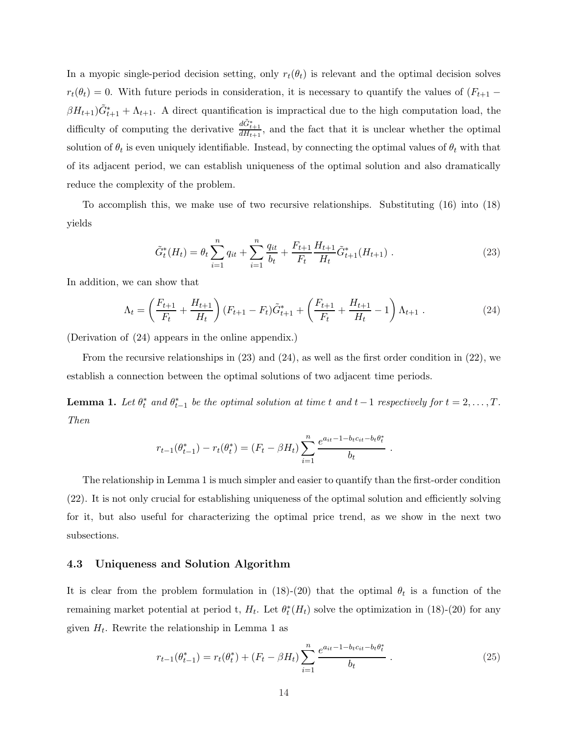In a myopic single-period decision setting, only $r_t(\theta_t)$ is relevant and the optimal decision solves $r_t(\theta_t) = 0$. With future periods in consideration, it is necessary to quantify the values of $(F_{t+1} - \beta H_{t+1})\tilde{G}^*_{t+1} + \Lambda_{t+1}$. A direct quantification is impractical due to the high computation load, the difficulty of computing the derivative $\frac{d\tilde{G}^*_{t+1}}{dH_{t+1}}$, and the fact that it is unclear whether the optimal solution of $\theta_t$ is even uniquely identifiable. Instead, by connecting the optimal values of $\theta_t$ with that of its adjacent period, we can establish uniqueness of the optimal solution and also dramatically reduce the complexity of the problem.

To accomplish this, we make use of two recursive relationships. Substituting (16) into (18) yields

$$\tilde{G}^*_t(H_t) = \theta_t \sum_{i=1}^{n} q_{it} + \sum_{i=1}^{n} \frac{q_{it}}{b_t} + \frac{F_{t+1}}{F_t}\frac{H_{t+1}}{H_t}\tilde{G}^*_{t+1}(H_{t+1}) \; . \tag{23}$$

In addition, we can show that

$$\Lambda_t = \left(\frac{F_{t+1}}{F_t} + \frac{H_{t+1}}{H_t}\right)(F_{t+1} - F_t)\tilde{G}^*_{t+1} + \left(\frac{F_{t+1}}{F_t} + \frac{H_{t+1}}{H_t} - 1\right)\Lambda_{t+1} \; . \tag{24}$$

(Derivation of (24) appears in the online appendix.)

From the recursive relationships in (23) and (24), as well as the first order condition in (22), we establish a connection between the optimal solutions of two adjacent time periods.

**Lemma 1.** *Let $\theta^*_t$ and $\theta^*_{t-1}$ be the optimal solution at time $t$ and $t-1$ respectively for $t = 2, \ldots, T$. Then*

$$r_{t-1}(\theta^*_{t-1}) - r_t(\theta^*_t) = (F_t - \beta H_t) \sum_{i=1}^{n} \frac{e^{a_{it} - 1 - b_t c_{it} - b_t \theta^*_t}}{b_t} \; .$$

The relationship in Lemma 1 is much simpler and easier to quantify than the first-order condition (22). It is not only crucial for establishing uniqueness of the optimal solution and efficiently solving for it, but also useful for characterizing the optimal price trend, as we show in the next two subsections.

### 4.3 Uniqueness and Solution Algorithm

It is clear from the problem formulation in (18)-(20) that the optimal $\theta_t$ is a function of the remaining market potential at period t, $H_t$. Let $\theta^*_t(H_t)$ solve the optimization in (18)-(20) for any given $H_t$. Rewrite the relationship in Lemma 1 as

$$r_{t-1}(\theta^*_{t-1}) = r_t(\theta^*_t) + (F_t - \beta H_t) \sum_{i=1}^{n} \frac{e^{a_{it} - 1 - b_t c_{it} - b_t \theta^*_t}}{b_t} \; . \tag{25}$$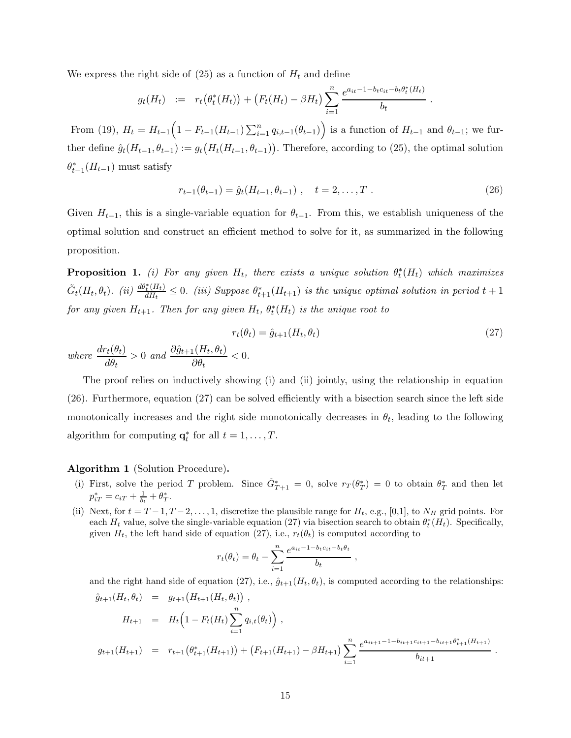We express the right side of (25) as a function of $H_t$ and define

$$g_t(H_t) \ := \ r_t\big(\theta_t^*(H_t)\big) + \big(F_t(H_t) - \beta H_t\big) \sum_{i=1}^{n} \frac{e^{a_{it}-1-b_t c_{it} - b_t \theta_t^*(H_t)}}{b_t} \ .$$

From (19), $H_t = H_{t-1}\Big(1 - F_{t-1}(H_{t-1}) \sum_{i=1}^{n} q_{i,t-1}(\theta_{t-1})\Big)$ is a function of $H_{t-1}$ and $\theta_{t-1}$; we further define $\hat{g}_t(H_{t-1}, \theta_{t-1}) := g_t\big(H_t(H_{t-1}, \theta_{t-1})\big)$. Therefore, according to (25), the optimal solution $\theta_{t-1}^*(H_{t-1})$ must satisfy

$$r_{t-1}(\theta_{t-1}) = \hat{g}_t(H_{t-1}, \theta_{t-1}) \ , \quad t = 2, \ldots, T \ . \tag{26}$$

Given $H_{t-1}$, this is a single-variable equation for $\theta_{t-1}$. From this, we establish uniqueness of the optimal solution and construct an efficient method to solve for it, as summarized in the following proposition.

**Proposition 1.** *(i) For any given $H_t$, there exists a unique solution $\theta_t^*(H_t)$ which maximizes $\tilde{G}_t(H_t, \theta_t)$. (ii) $\frac{d\theta_t^*(H_t)}{dH_t} \leq 0$. (iii) Suppose $\theta_{t+1}^*(H_{t+1})$ is the unique optimal solution in period $t+1$ for any given $H_{t+1}$. Then for any given $H_t$, $\theta_t^*(H_t)$ is the unique root to*

$$r_t(\theta_t) = \hat{g}_{t+1}(H_t, \theta_t) \tag{27}$$

*where* $\dfrac{dr_t(\theta_t)}{d\theta_t} > 0$ *and* $\dfrac{\partial \hat{g}_{t+1}(H_t, \theta_t)}{\partial \theta_t} < 0$.

The proof relies on inductively showing (i) and (ii) jointly, using the relationship in equation (26). Furthermore, equation (27) can be solved efficiently with a bisection search since the left side monotonically increases and the right side monotonically decreases in $\theta_t$, leading to the following algorithm for computing $\mathbf{q}_t^*$ for all $t = 1, \ldots, T$.

**Algorithm 1** (Solution Procedure)**.**

(i) First, solve the period $T$ problem. Since $\tilde{G}_{T+1}^* = 0$, solve $r_T(\theta_T^*) = 0$ to obtain $\theta_T^*$ and then let $p_{iT}^* = c_{iT} + \frac{1}{b_t} + \theta_T^*$.

(ii) Next, for $t = T-1, T-2, \ldots, 1$, discretize the plausible range for $H_t$, e.g., [0,1], to $N_H$ grid points. For each $H_t$ value, solve the single-variable equation (27) via bisection search to obtain $\theta_t^*(H_t)$. Specifically, given $H_t$, the left hand side of equation (27), i.e., $r_t(\theta_t)$ is computed according to

$$r_t(\theta_t) = \theta_t - \sum_{i=1}^{n} \frac{e^{a_{it}-1-b_t c_{it} - b_t \theta_t}}{b_t} \ ,$$

and the right hand side of equation (27), i.e., $\hat{g}_{t+1}(H_t, \theta_t)$, is computed according to the relationships:

$$\begin{aligned}
\hat{g}_{t+1}(H_t, \theta_t) &= g_{t+1}\big(H_{t+1}(H_t, \theta_t)\big) \ , \\
H_{t+1} &= H_t\Big(1 - F_t(H_t) \sum_{i=1}^{n} q_{i,t}(\theta_t)\Big) \ , \\
g_{t+1}(H_{t+1}) &= r_{t+1}\big(\theta_{t+1}^*(H_{t+1})\big) + \big(F_{t+1}(H_{t+1}) - \beta H_{t+1}\big) \sum_{i=1}^{n} \frac{e^{a_{it+1}-1-b_{it+1}c_{it+1} - b_{it+1}\theta_{t+1}^*(H_{t+1})}}{b_{it+1}} \ .
\end{aligned}$$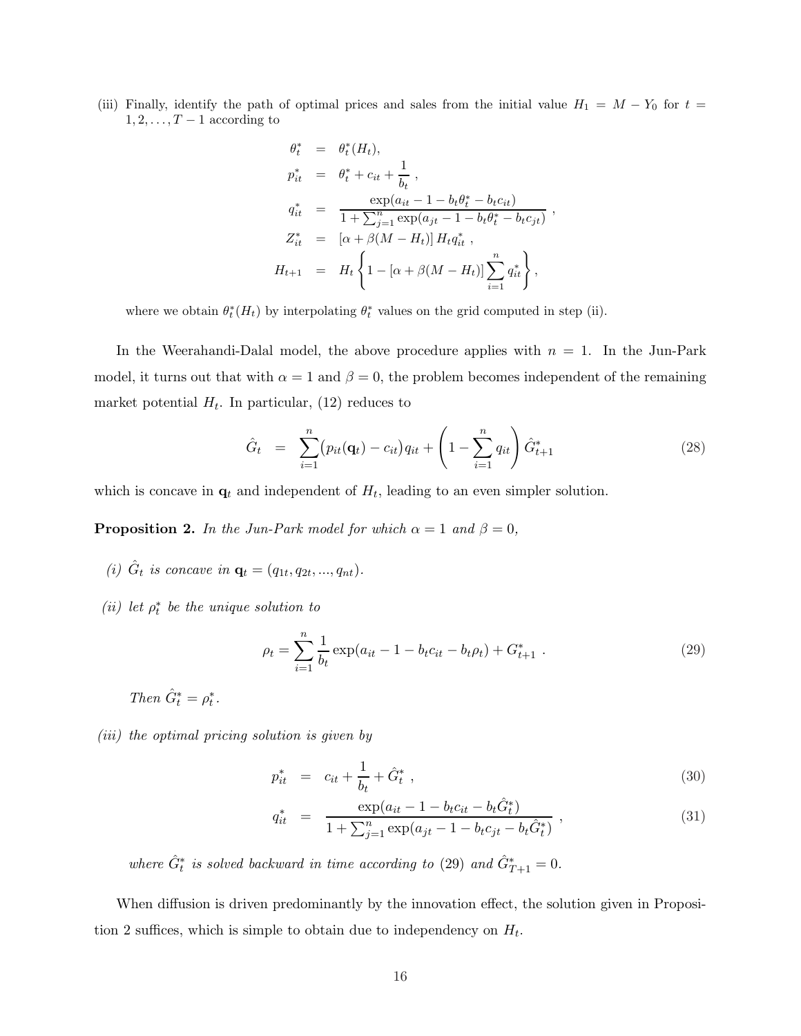(iii) Finally, identify the path of optimal prices and sales from the initial value $H_1 = M - Y_0$ for $t = 1, 2, \ldots, T-1$ according to

$$
\begin{aligned}
\theta_t^* &= \theta_t^*(H_t), \\
p_{it}^* &= \theta_t^* + c_{it} + \frac{1}{b_t}, \\
q_{it}^* &= \frac{\exp(a_{it} - 1 - b_t\theta_t^* - b_t c_{it})}{1 + \sum_{j=1}^n \exp(a_{jt} - 1 - b_t\theta_t^* - b_t c_{jt})}, \\
Z_{it}^* &= [\alpha + \beta(M - H_t)] H_t q_{it}^*, \\
H_{t+1} &= H_t \left\{ 1 - [\alpha + \beta(M - H_t)] \sum_{i=1}^n q_{it}^* \right\},
\end{aligned}
$$

where we obtain $\theta_t^*(H_t)$ by interpolating $\theta_t^*$ values on the grid computed in step (ii).

In the Weerahandi-Dalal model, the above procedure applies with $n = 1$. In the Jun-Park model, it turns out that with $\alpha = 1$ and $\beta = 0$, the problem becomes independent of the remaining market potential $H_t$. In particular, (12) reduces to

$$
\hat{G}_t = \sum_{i=1}^n \big(p_{it}(\mathbf{q}_t) - c_{it}\big) q_{it} + \left(1 - \sum_{i=1}^n q_{it}\right) \hat{G}_{t+1}^* \tag{28}
$$

which is concave in $\mathbf{q}_t$ and independent of $H_t$, leading to an even simpler solution.

**Proposition 2.** *In the Jun-Park model for which $\alpha = 1$ and $\beta = 0$,*

*(i) $\hat{G}_t$ is concave in $\mathbf{q}_t = (q_{1t}, q_{2t}, ..., q_{nt})$.*

*(ii) let $\rho_t^*$ be the unique solution to*

$$
\rho_t = \sum_{i=1}^n \frac{1}{b_t} \exp(a_{it} - 1 - b_t c_{it} - b_t \rho_t) + G_{t+1}^* . \tag{29}
$$

*Then $\hat{G}_t^* = \rho_t^*$.*

*(iii) the optimal pricing solution is given by*

$$
p_{it}^* = c_{it} + \frac{1}{b_t} + \hat{G}_t^*, \tag{30}
$$

$$
q_{it}^* = \frac{\exp(a_{it} - 1 - b_t c_{it} - b_t \hat{G}_t^*)}{1 + \sum_{j=1}^n \exp(a_{jt} - 1 - b_t c_{jt} - b_t \hat{G}_t^*)}, \tag{31}
$$

*where $\hat{G}_t^*$ is solved backward in time according to* (29) *and $\hat{G}_{T+1}^* = 0$.*

When diffusion is driven predominantly by the innovation effect, the solution given in Proposition 2 suffices, which is simple to obtain due to independency on $H_t$.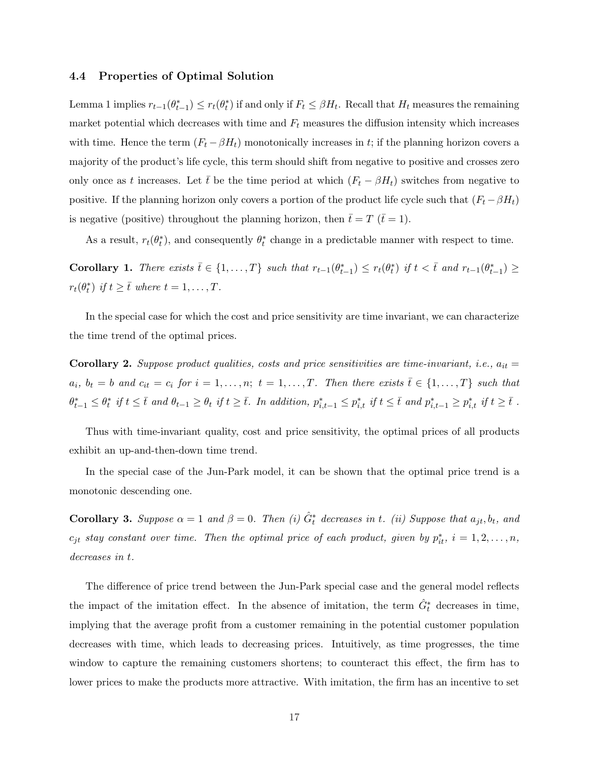### 4.4 Properties of Optimal Solution

Lemma 1 implies $r_{t-1}(\theta^*_{t-1}) \leq r_t(\theta^*_t)$ if and only if $F_t \leq \beta H_t$. Recall that $H_t$ measures the remaining market potential which decreases with time and $F_t$ measures the diffusion intensity which increases with time. Hence the term $(F_t - \beta H_t)$ monotonically increases in $t$; if the planning horizon covers a majority of the product's life cycle, this term should shift from negative to positive and crosses zero only once as $t$ increases. Let $\bar{t}$ be the time period at which $(F_t - \beta H_t)$ switches from negative to positive. If the planning horizon only covers a portion of the product life cycle such that $(F_t - \beta H_t)$ is negative (positive) throughout the planning horizon, then $\bar{t} = T$ ($\bar{t} = 1$).

As a result, $r_t(\theta^*_t)$, and consequently $\theta^*_t$ change in a predictable manner with respect to time.

**Corollary 1.** *There exists $\bar{t} \in \{1, \ldots, T\}$ such that $r_{t-1}(\theta^*_{t-1}) \leq r_t(\theta^*_t)$ if $t < \bar{t}$ and $r_{t-1}(\theta^*_{t-1}) \geq r_t(\theta^*_t)$ if $t \geq \bar{t}$ where $t = 1, \ldots, T$.*

In the special case for which the cost and price sensitivity are time invariant, we can characterize the time trend of the optimal prices.

**Corollary 2.** *Suppose product qualities, costs and price sensitivities are time-invariant, i.e., $a_{it} = a_i$, $b_t = b$ and $c_{it} = c_i$ for $i = 1, \ldots, n$; $t = 1, \ldots, T$. Then there exists $\bar{t} \in \{1, \ldots, T\}$ such that $\theta^*_{t-1} \leq \theta^*_t$ if $t \leq \bar{t}$ and $\theta_{t-1} \geq \theta_t$ if $t \geq \bar{t}$. In addition, $p^*_{i,t-1} \leq p^*_{i,t}$ if $t \leq \bar{t}$ and $p^*_{i,t-1} \geq p^*_{i,t}$ if $t \geq \bar{t}$ .*

Thus with time-invariant quality, cost and price sensitivity, the optimal prices of all products exhibit an up-and-then-down time trend.

In the special case of the Jun-Park model, it can be shown that the optimal price trend is a monotonic descending one.

**Corollary 3.** *Suppose $\alpha = 1$ and $\beta = 0$. Then (i) $\hat{G}^*_t$ decreases in $t$. (ii) Suppose that $a_{jt}, b_t$, and $c_{jt}$ stay constant over time. Then the optimal price of each product, given by $p^*_{it}$, $i = 1, 2, \ldots, n$, decreases in $t$.*

The difference of price trend between the Jun-Park special case and the general model reflects the impact of the imitation effect. In the absence of imitation, the term $\hat{G}^*_t$ decreases in time, implying that the average profit from a customer remaining in the potential customer population decreases with time, which leads to decreasing prices. Intuitively, as time progresses, the time window to capture the remaining customers shortens; to counteract this effect, the firm has to lower prices to make the products more attractive. With imitation, the firm has an incentive to set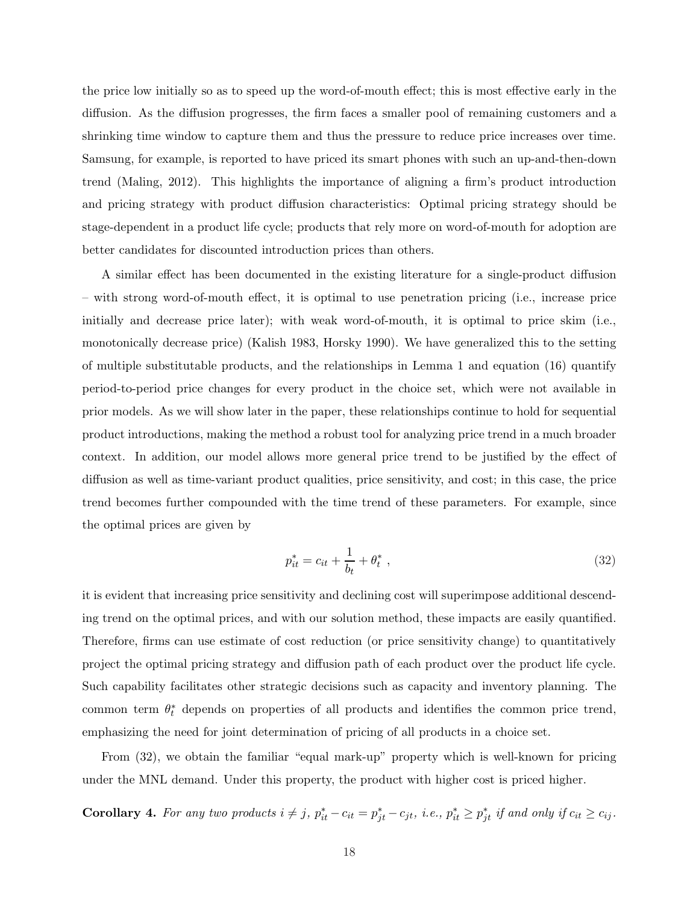the price low initially so as to speed up the word-of-mouth effect; this is most effective early in the diffusion. As the diffusion progresses, the firm faces a smaller pool of remaining customers and a shrinking time window to capture them and thus the pressure to reduce price increases over time. Samsung, for example, is reported to have priced its smart phones with such an up-and-then-down trend (Maling, 2012). This highlights the importance of aligning a firm's product introduction and pricing strategy with product diffusion characteristics: Optimal pricing strategy should be stage-dependent in a product life cycle; products that rely more on word-of-mouth for adoption are better candidates for discounted introduction prices than others.

A similar effect has been documented in the existing literature for a single-product diffusion – with strong word-of-mouth effect, it is optimal to use penetration pricing (i.e., increase price initially and decrease price later); with weak word-of-mouth, it is optimal to price skim (i.e., monotonically decrease price) (Kalish 1983, Horsky 1990). We have generalized this to the setting of multiple substitutable products, and the relationships in Lemma 1 and equation (16) quantify period-to-period price changes for every product in the choice set, which were not available in prior models. As we will show later in the paper, these relationships continue to hold for sequential product introductions, making the method a robust tool for analyzing price trend in a much broader context. In addition, our model allows more general price trend to be justified by the effect of diffusion as well as time-variant product qualities, price sensitivity, and cost; in this case, the price trend becomes further compounded with the time trend of these parameters. For example, since the optimal prices are given by

$$p_{it}^* = c_{it} + \frac{1}{b_t} + \theta_t^* \ , \tag{32}$$

it is evident that increasing price sensitivity and declining cost will superimpose additional descending trend on the optimal prices, and with our solution method, these impacts are easily quantified. Therefore, firms can use estimate of cost reduction (or price sensitivity change) to quantitatively project the optimal pricing strategy and diffusion path of each product over the product life cycle. Such capability facilitates other strategic decisions such as capacity and inventory planning. The common term $\theta_t^*$ depends on properties of all products and identifies the common price trend, emphasizing the need for joint determination of pricing of all products in a choice set.

From (32), we obtain the familiar "equal mark-up" property which is well-known for pricing under the MNL demand. Under this property, the product with higher cost is priced higher.

**Corollary 4.** *For any two products $i \neq j$, $p_{it}^* - c_{it} = p_{jt}^* - c_{jt}$, i.e., $p_{it}^* \geq p_{jt}^*$ if and only if $c_{it} \geq c_{ij}$.*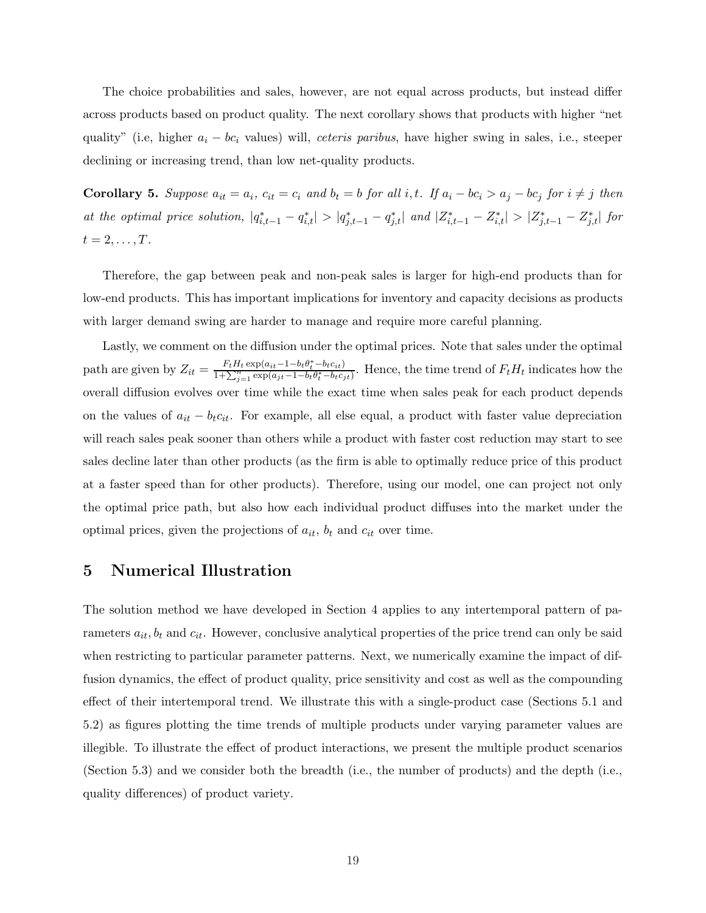The choice probabilities and sales, however, are not equal across products, but instead differ across products based on product quality. The next corollary shows that products with higher "net quality" (i.e, higher $a_i - bc_i$ values) will, *ceteris paribus*, have higher swing in sales, i.e., steeper declining or increasing trend, than low net-quality products.

**Corollary 5.** *Suppose $a_{it} = a_i$, $c_{it} = c_i$ and $b_t = b$ for all $i, t$. If $a_i - bc_i > a_j - bc_j$ for $i \neq j$ then at the optimal price solution, $|q^*_{i,t-1} - q^*_{i,t}| > |q^*_{j,t-1} - q^*_{j,t}|$ and $|Z^*_{i,t-1} - Z^*_{i,t}| > |Z^*_{j,t-1} - Z^*_{j,t}|$ for $t = 2, \ldots, T$.*

Therefore, the gap between peak and non-peak sales is larger for high-end products than for low-end products. This has important implications for inventory and capacity decisions as products with larger demand swing are harder to manage and require more careful planning.

Lastly, we comment on the diffusion under the optimal prices. Note that sales under the optimal path are given by $Z_{it} = \frac{F_t H_t \exp(a_{it} - 1 - b_t \theta^*_t - b_t c_{it})}{1 + \sum_{j=1}^{n} \exp(a_{jt} - 1 - b_t \theta^*_t - b_t c_{jt})}$. Hence, the time trend of $F_t H_t$ indicates how the overall diffusion evolves over time while the exact time when sales peak for each product depends on the values of $a_{it} - b_t c_{it}$. For example, all else equal, a product with faster value depreciation will reach sales peak sooner than others while a product with faster cost reduction may start to see sales decline later than other products (as the firm is able to optimally reduce price of this product at a faster speed than for other products). Therefore, using our model, one can project not only the optimal price path, but also how each individual product diffuses into the market under the optimal prices, given the projections of $a_{it}$, $b_t$ and $c_{it}$ over time.

# 5 Numerical Illustration

The solution method we have developed in Section 4 applies to any intertemporal pattern of parameters $a_{it}, b_t$ and $c_{it}$. However, conclusive analytical properties of the price trend can only be said when restricting to particular parameter patterns. Next, we numerically examine the impact of diffusion dynamics, the effect of product quality, price sensitivity and cost as well as the compounding effect of their intertemporal trend. We illustrate this with a single-product case (Sections 5.1 and 5.2) as figures plotting the time trends of multiple products under varying parameter values are illegible. To illustrate the effect of product interactions, we present the multiple product scenarios (Section 5.3) and we consider both the breadth (i.e., the number of products) and the depth (i.e., quality differences) of product variety.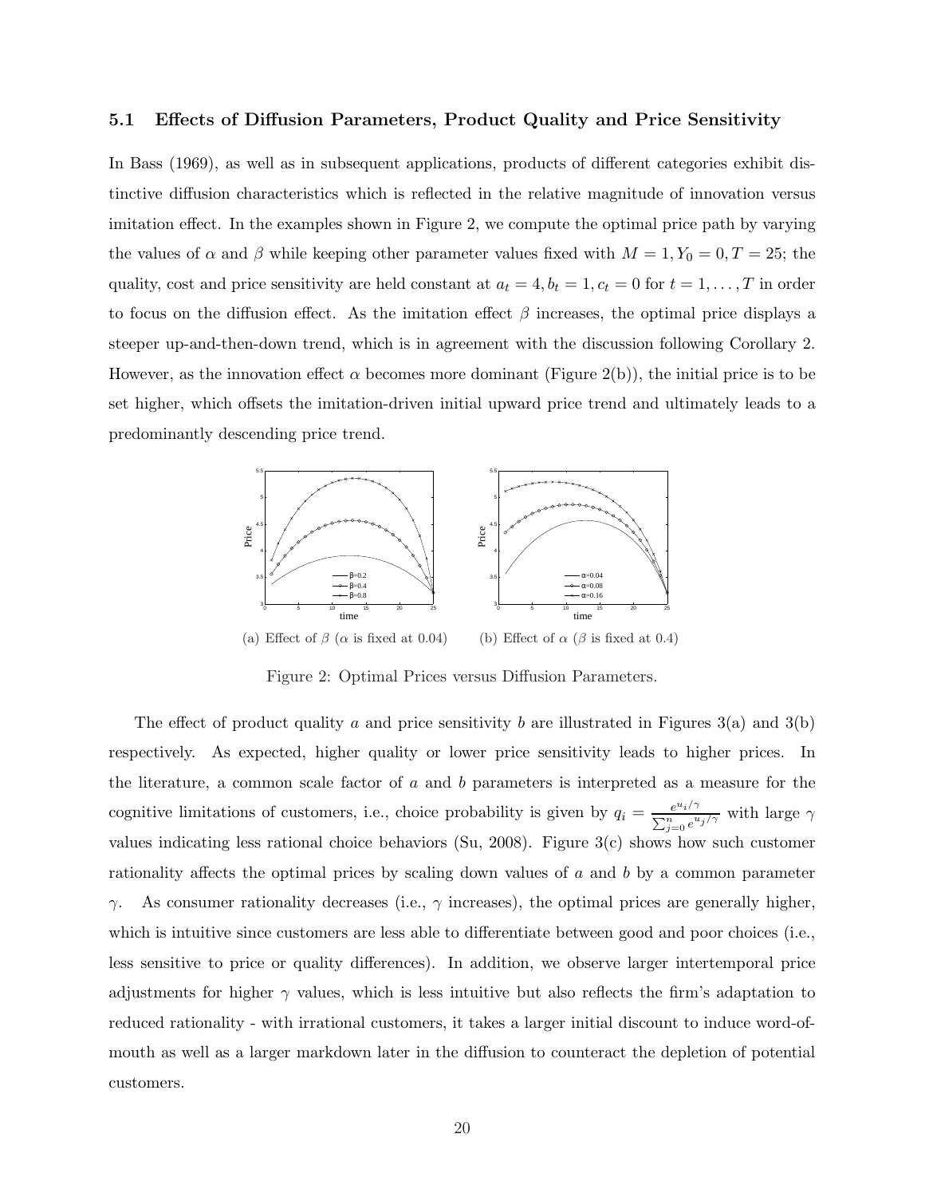### 5.1 Effects of Diffusion Parameters, Product Quality and Price Sensitivity

In Bass (1969), as well as in subsequent applications, products of different categories exhibit distinctive diffusion characteristics which is reflected in the relative magnitude of innovation versus imitation effect. In the examples shown in Figure 2, we compute the optimal price path by varying the values of $\alpha$ and $\beta$ while keeping other parameter values fixed with $M = 1, Y_0 = 0, T = 25$; the quality, cost and price sensitivity are held constant at $a_t = 4, b_t = 1, c_t = 0$ for $t = 1, \ldots, T$ in order to focus on the diffusion effect. As the imitation effect $\beta$ increases, the optimal price displays a steeper up-and-then-down trend, which is in agreement with the discussion following Corollary 2. However, as the innovation effect $\alpha$ becomes more dominant (Figure 2(b)), the initial price is to be set higher, which offsets the imitation-driven initial upward price trend and ultimately leads to a predominantly descending price trend.

(a) Effect of $\beta$ ($\alpha$ is fixed at 0.04) (b) Effect of $\alpha$ ($\beta$ is fixed at 0.4)

Figure 2: Optimal Prices versus Diffusion Parameters.

The effect of product quality $a$ and price sensitivity $b$ are illustrated in Figures 3(a) and 3(b) respectively. As expected, higher quality or lower price sensitivity leads to higher prices. In the literature, a common scale factor of $a$ and $b$ parameters is interpreted as a measure for the cognitive limitations of customers, i.e., choice probability is given by $q_i = \frac{e^{u_i/\gamma}}{\sum_{j=0}^{n} e^{u_j/\gamma}}$ with large $\gamma$ values indicating less rational choice behaviors (Su, 2008). Figure 3(c) shows how such customer rationality affects the optimal prices by scaling down values of $a$ and $b$ by a common parameter $\gamma$. As consumer rationality decreases (i.e., $\gamma$ increases), the optimal prices are generally higher, which is intuitive since customers are less able to differentiate between good and poor choices (i.e., less sensitive to price or quality differences). In addition, we observe larger intertemporal price adjustments for higher $\gamma$ values, which is less intuitive but also reflects the firm's adaptation to reduced rationality - with irrational customers, it takes a larger initial discount to induce word-of-mouth as well as a larger markdown later in the diffusion to counteract the depletion of potential customers.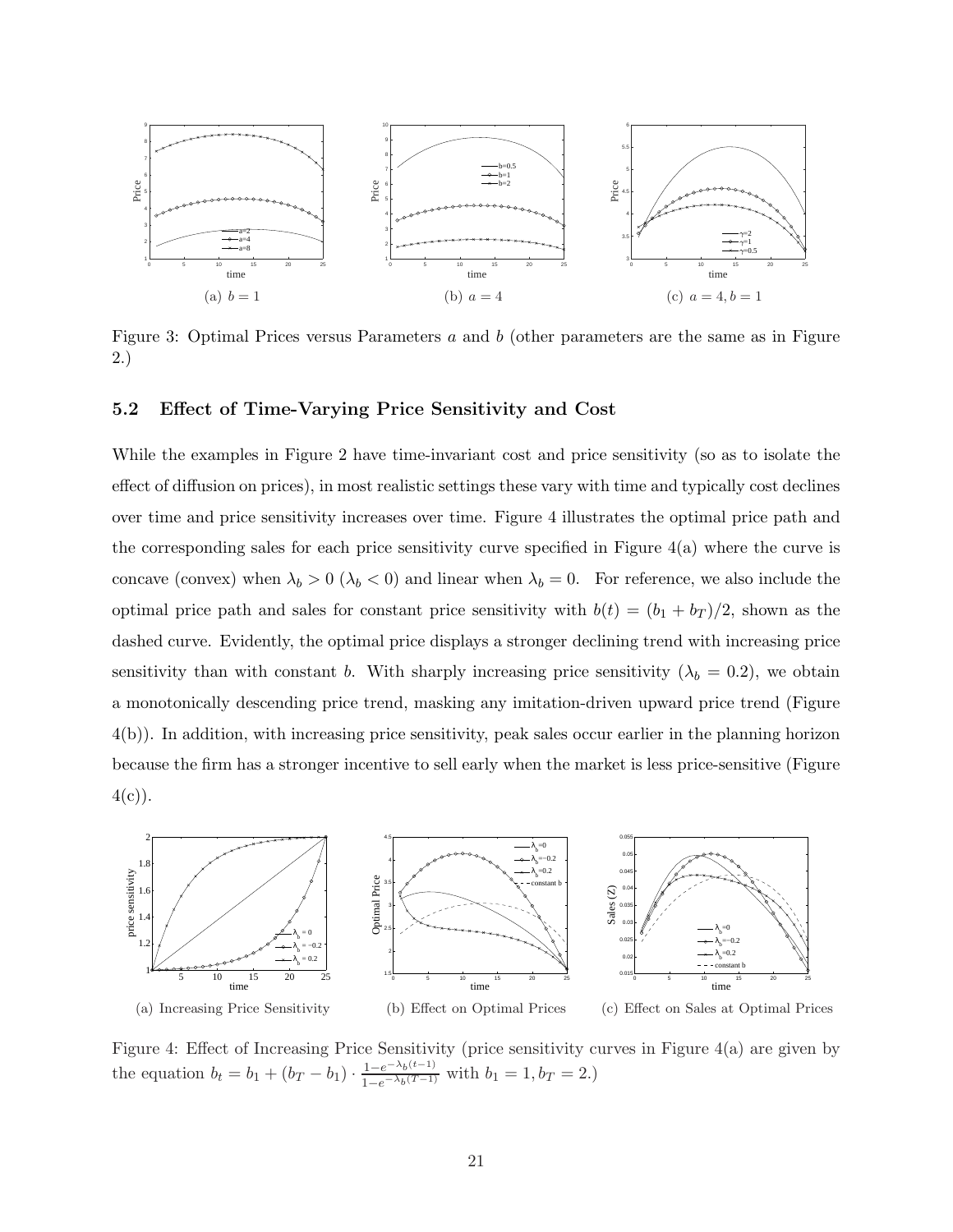(a) $b = 1$

(b) $a = 4$

(c) $a = 4, b = 1$

Figure 3: Optimal Prices versus Parameters $a$ and $b$ (other parameters are the same as in Figure 2.)

### 5.2 Effect of Time-Varying Price Sensitivity and Cost

While the examples in Figure 2 have time-invariant cost and price sensitivity (so as to isolate the effect of diffusion on prices), in most realistic settings these vary with time and typically cost declines over time and price sensitivity increases over time. Figure 4 illustrates the optimal price path and the corresponding sales for each price sensitivity curve specified in Figure 4(a) where the curve is concave (convex) when $\lambda_b > 0$ ($\lambda_b < 0$) and linear when $\lambda_b = 0$. For reference, we also include the optimal price path and sales for constant price sensitivity with $b(t) = (b_1 + b_T)/2$, shown as the dashed curve. Evidently, the optimal price displays a stronger declining trend with increasing price sensitivity than with constant $b$. With sharply increasing price sensitivity ($\lambda_b = 0.2$), we obtain a monotonically descending price trend, masking any imitation-driven upward price trend (Figure 4(b)). In addition, with increasing price sensitivity, peak sales occur earlier in the planning horizon because the firm has a stronger incentive to sell early when the market is less price-sensitive (Figure 4(c)).

(a) Increasing Price Sensitivity

(b) Effect on Optimal Prices

(c) Effect on Sales at Optimal Prices

Figure 4: Effect of Increasing Price Sensitivity (price sensitivity curves in Figure 4(a) are given by the equation $b_t = b_1 + (b_T - b_1) \cdot \frac{1-e^{-\lambda_b(t-1)}}{1-e^{-\lambda_b(T-1)}}$ with $b_1 = 1, b_T = 2$.)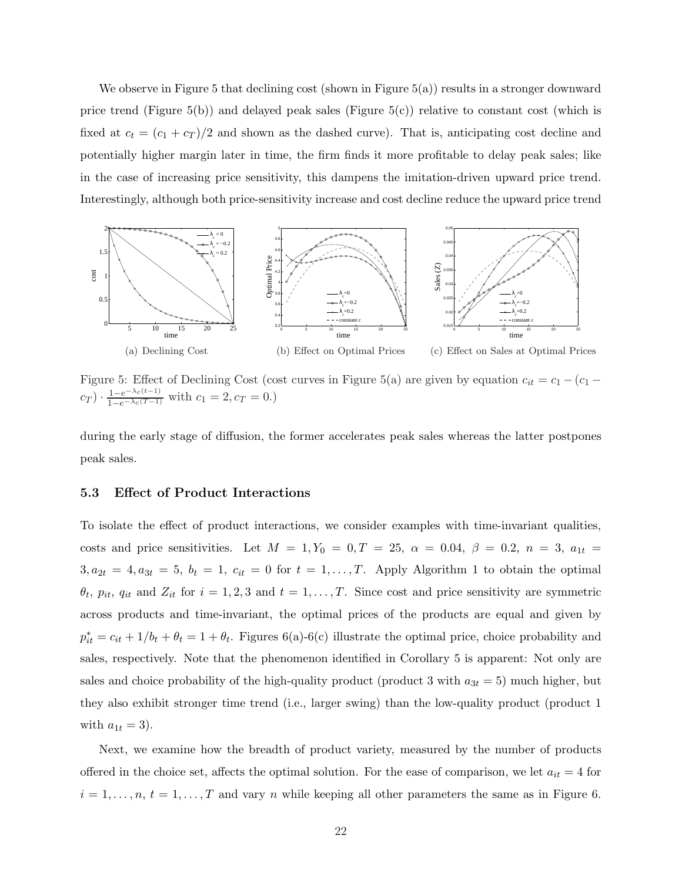We observe in Figure 5 that declining cost (shown in Figure 5(a)) results in a stronger downward price trend (Figure 5(b)) and delayed peak sales (Figure 5(c)) relative to constant cost (which is fixed at $c_t = (c_1 + c_T)/2$ and shown as the dashed curve). That is, anticipating cost decline and potentially higher margin later in time, the firm finds it more profitable to delay peak sales; like in the case of increasing price sensitivity, this dampens the imitation-driven upward price trend. Interestingly, although both price-sensitivity increase and cost decline reduce the upward price trend

(a) Declining Cost (b) Effect on Optimal Prices (c) Effect on Sales at Optimal Prices

Figure 5: Effect of Declining Cost (cost curves in Figure 5(a) are given by equation $c_{it} = c_1 - (c_1 - c_T) \cdot \frac{1-e^{-\lambda_c(t-1)}}{1-e^{-\lambda_c(T-1)}}$ with $c_1 = 2, c_T = 0$.)

during the early stage of diffusion, the former accelerates peak sales whereas the latter postpones peak sales.

### 5.3 Effect of Product Interactions

To isolate the effect of product interactions, we consider examples with time-invariant qualities, costs and price sensitivities. Let $M = 1, Y_0 = 0, T = 25,\ \alpha = 0.04,\ \beta = 0.2,\ n = 3,\ a_{1t} = 3, a_{2t} = 4, a_{3t} = 5,\ b_t = 1,\ c_{it} = 0$ for $t = 1, \ldots, T$. Apply Algorithm 1 to obtain the optimal $\theta_t$, $p_{it}$, $q_{it}$ and $Z_{it}$ for $i = 1, 2, 3$ and $t = 1, \ldots, T$. Since cost and price sensitivity are symmetric across products and time-invariant, the optimal prices of the products are equal and given by $p^*_{it} = c_{it} + 1/b_t + \theta_t = 1 + \theta_t$. Figures 6(a)-6(c) illustrate the optimal price, choice probability and sales, respectively. Note that the phenomenon identified in Corollary 5 is apparent: Not only are sales and choice probability of the high-quality product (product 3 with $a_{3t} = 5$) much higher, but they also exhibit stronger time trend (i.e., larger swing) than the low-quality product (product 1 with $a_{1t} = 3$).

Next, we examine how the breadth of product variety, measured by the number of products offered in the choice set, affects the optimal solution. For the ease of comparison, we let $a_{it} = 4$ for $i = 1, \ldots, n,\ t = 1, \ldots, T$ and vary $n$ while keeping all other parameters the same as in Figure 6.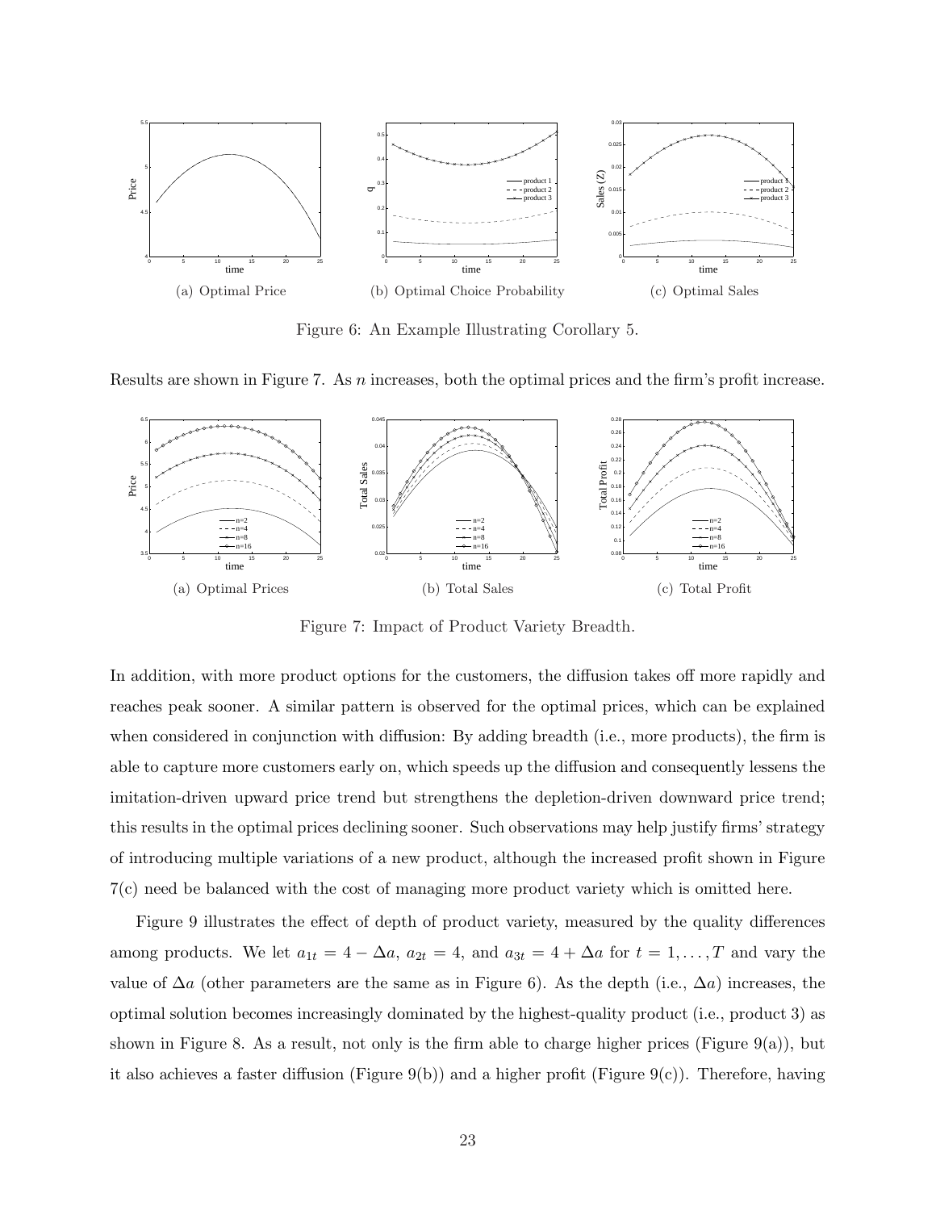(a) Optimal Price

(b) Optimal Choice Probability

(c) Optimal Sales

Figure 6: An Example Illustrating Corollary 5.

Results are shown in Figure 7. As $n$ increases, both the optimal prices and the firm's profit increase.

(a) Optimal Prices

(b) Total Sales

(c) Total Profit

Figure 7: Impact of Product Variety Breadth.

In addition, with more product options for the customers, the diffusion takes off more rapidly and reaches peak sooner. A similar pattern is observed for the optimal prices, which can be explained when considered in conjunction with diffusion: By adding breadth (i.e., more products), the firm is able to capture more customers early on, which speeds up the diffusion and consequently lessens the imitation-driven upward price trend but strengthens the depletion-driven downward price trend; this results in the optimal prices declining sooner. Such observations may help justify firms' strategy of introducing multiple variations of a new product, although the increased profit shown in Figure 7(c) need be balanced with the cost of managing more product variety which is omitted here.

Figure 9 illustrates the effect of depth of product variety, measured by the quality differences among products. We let $a_{1t} = 4 - \Delta a$, $a_{2t} = 4$, and $a_{3t} = 4 + \Delta a$ for $t = 1, \ldots, T$ and vary the value of $\Delta a$ (other parameters are the same as in Figure 6). As the depth (i.e., $\Delta a$) increases, the optimal solution becomes increasingly dominated by the highest-quality product (i.e., product 3) as shown in Figure 8. As a result, not only is the firm able to charge higher prices (Figure 9(a)), but it also achieves a faster diffusion (Figure 9(b)) and a higher profit (Figure 9(c)). Therefore, having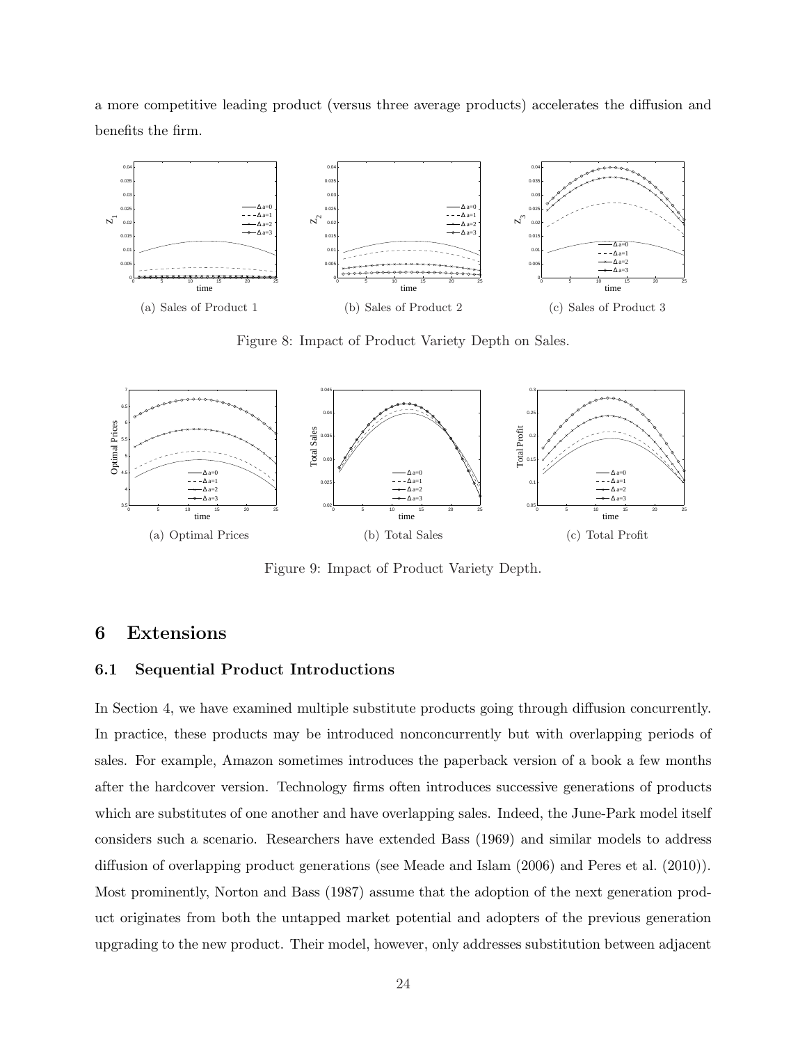a more competitive leading product (versus three average products) accelerates the diffusion and benefits the firm.

(a) Sales of Product 1

(b) Sales of Product 2

(c) Sales of Product 3

Figure 8: Impact of Product Variety Depth on Sales.

(a) Optimal Prices

(b) Total Sales

(c) Total Profit

Figure 9: Impact of Product Variety Depth.

## 6 Extensions

### 6.1 Sequential Product Introductions

In Section 4, we have examined multiple substitute products going through diffusion concurrently. In practice, these products may be introduced nonconcurrently but with overlapping periods of sales. For example, Amazon sometimes introduces the paperback version of a book a few months after the hardcover version. Technology firms often introduces successive generations of products which are substitutes of one another and have overlapping sales. Indeed, the June-Park model itself considers such a scenario. Researchers have extended Bass (1969) and similar models to address diffusion of overlapping product generations (see Meade and Islam (2006) and Peres et al. (2010)). Most prominently, Norton and Bass (1987) assume that the adoption of the next generation product originates from both the untapped market potential and adopters of the previous generation upgrading to the new product. Their model, however, only addresses substitution between adjacent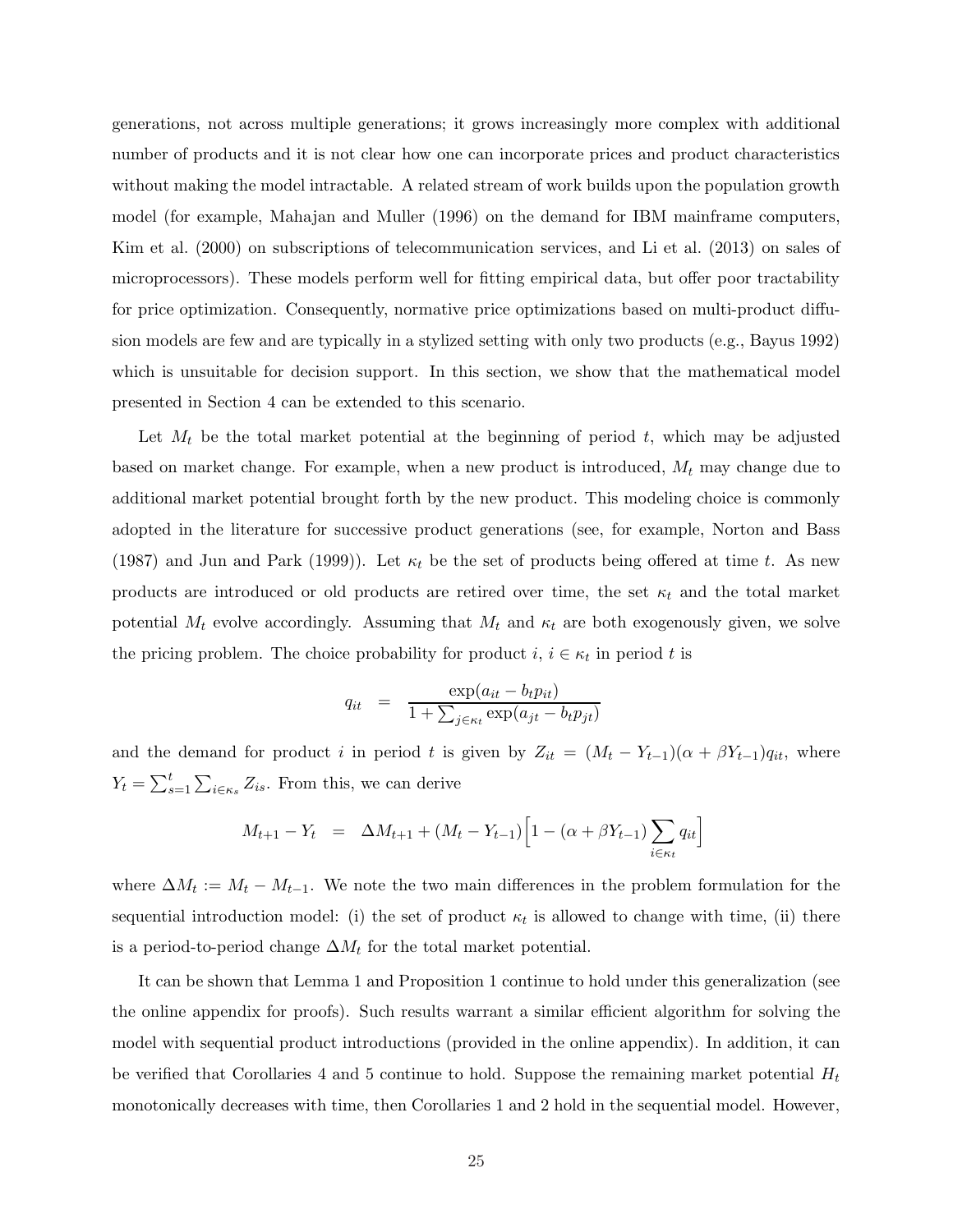generations, not across multiple generations; it grows increasingly more complex with additional number of products and it is not clear how one can incorporate prices and product characteristics without making the model intractable. A related stream of work builds upon the population growth model (for example, Mahajan and Muller (1996) on the demand for IBM mainframe computers, Kim et al. (2000) on subscriptions of telecommunication services, and Li et al. (2013) on sales of microprocessors). These models perform well for fitting empirical data, but offer poor tractability for price optimization. Consequently, normative price optimizations based on multi-product diffusion models are few and are typically in a stylized setting with only two products (e.g., Bayus 1992) which is unsuitable for decision support. In this section, we show that the mathematical model presented in Section 4 can be extended to this scenario.

Let $M_t$ be the total market potential at the beginning of period $t$, which may be adjusted based on market change. For example, when a new product is introduced, $M_t$ may change due to additional market potential brought forth by the new product. This modeling choice is commonly adopted in the literature for successive product generations (see, for example, Norton and Bass (1987) and Jun and Park (1999)). Let $\kappa_t$ be the set of products being offered at time $t$. As new products are introduced or old products are retired over time, the set $\kappa_t$ and the total market potential $M_t$ evolve accordingly. Assuming that $M_t$ and $\kappa_t$ are both exogenously given, we solve the pricing problem. The choice probability for product $i$, $i \in \kappa_t$ in period $t$ is

$$q_{it} \;\; = \;\; \frac{\exp(a_{it} - b_t p_{it})}{1 + \sum_{j \in \kappa_t} \exp(a_{jt} - b_t p_{jt})}$$

and the demand for product $i$ in period $t$ is given by $Z_{it} = (M_t - Y_{t-1})(\alpha + \beta Y_{t-1}) q_{it}$, where $Y_t = \sum_{s=1}^{t} \sum_{i \in \kappa_s} Z_{is}$. From this, we can derive

$$M_{t+1} - Y_t \;\; = \;\; \Delta M_{t+1} + (M_t - Y_{t-1}) \Big[ 1 - (\alpha + \beta Y_{t-1}) \sum_{i \in \kappa_t} q_{it} \Big]$$

where $\Delta M_t := M_t - M_{t-1}$. We note the two main differences in the problem formulation for the sequential introduction model: (i) the set of product $\kappa_t$ is allowed to change with time, (ii) there is a period-to-period change $\Delta M_t$ for the total market potential.

It can be shown that Lemma 1 and Proposition 1 continue to hold under this generalization (see the online appendix for proofs). Such results warrant a similar efficient algorithm for solving the model with sequential product introductions (provided in the online appendix). In addition, it can be verified that Corollaries 4 and 5 continue to hold. Suppose the remaining market potential $H_t$ monotonically decreases with time, then Corollaries 1 and 2 hold in the sequential model. However,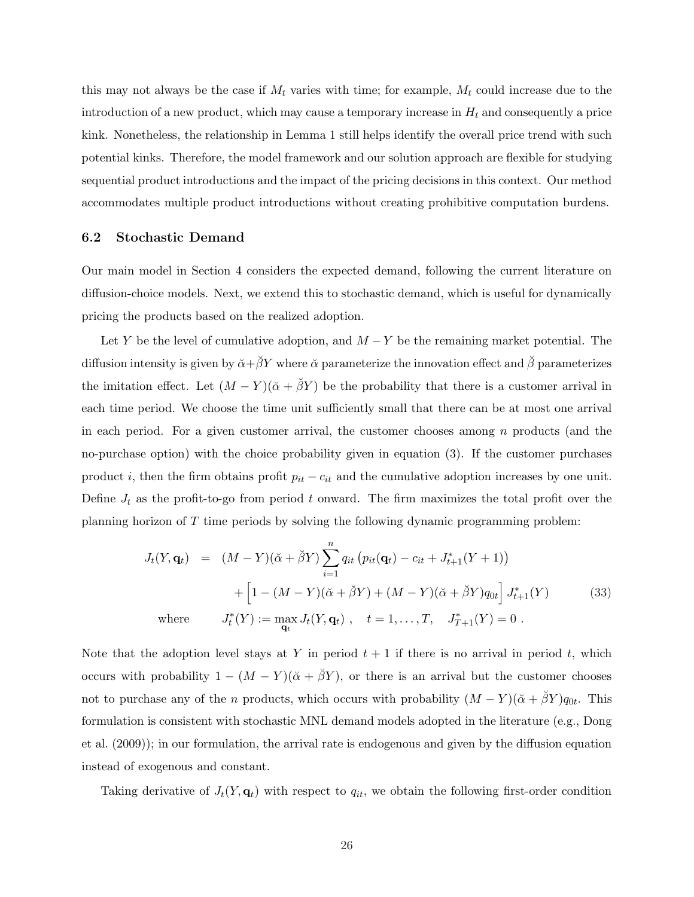this may not always be the case if $M_t$ varies with time; for example, $M_t$ could increase due to the introduction of a new product, which may cause a temporary increase in $H_t$ and consequently a price kink. Nonetheless, the relationship in Lemma 1 still helps identify the overall price trend with such potential kinks. Therefore, the model framework and our solution approach are flexible for studying sequential product introductions and the impact of the pricing decisions in this context. Our method accommodates multiple product introductions without creating prohibitive computation burdens.

### 6.2 Stochastic Demand

Our main model in Section 4 considers the expected demand, following the current literature on diffusion-choice models. Next, we extend this to stochastic demand, which is useful for dynamically pricing the products based on the realized adoption.

Let $Y$ be the level of cumulative adoption, and $M - Y$ be the remaining market potential. The diffusion intensity is given by $\breve{\alpha}+\breve{\beta}Y$ where $\breve{\alpha}$ parameterize the innovation effect and $\breve{\beta}$ parameterizes the imitation effect. Let $(M-Y)(\breve{\alpha}+\breve{\beta}Y)$ be the probability that there is a customer arrival in each time period. We choose the time unit sufficiently small that there can be at most one arrival in each period. For a given customer arrival, the customer chooses among $n$ products (and the no-purchase option) with the choice probability given in equation (3). If the customer purchases product $i$, then the firm obtains profit $p_{it} - c_{it}$ and the cumulative adoption increases by one unit. Define $J_t$ as the profit-to-go from period $t$ onward. The firm maximizes the total profit over the planning horizon of $T$ time periods by solving the following dynamic programming problem:

$$
\begin{aligned}
J_t(Y, \mathbf{q}_t) \quad &= \quad (M-Y)(\breve{\alpha}+\breve{\beta}Y)\sum_{i=1}^{n} q_{it}\left(p_{it}(\mathbf{q}_t) - c_{it} + J^*_{t+1}(Y+1)\right) \\
&\qquad + \left[1 - (M-Y)(\breve{\alpha}+\breve{\beta}Y) + (M-Y)(\breve{\alpha}+\breve{\beta}Y)q_{0t}\right] J^*_{t+1}(Y) \qquad (33) \\
\text{where} \qquad & J^*_t(Y) := \max_{\mathbf{q}_t} J_t(Y, \mathbf{q}_t)\ , \quad t = 1, \ldots, T, \quad J^*_{T+1}(Y) = 0\ .
\end{aligned}
$$

Note that the adoption level stays at $Y$ in period $t+1$ if there is no arrival in period $t$, which occurs with probability $1 - (M-Y)(\breve{\alpha}+\breve{\beta}Y)$, or there is an arrival but the customer chooses not to purchase any of the $n$ products, which occurs with probability $(M-Y)(\breve{\alpha}+\breve{\beta}Y)q_{0t}$. This formulation is consistent with stochastic MNL demand models adopted in the literature (e.g., Dong et al. (2009)); in our formulation, the arrival rate is endogenous and given by the diffusion equation instead of exogenous and constant.

Taking derivative of $J_t(Y, \mathbf{q}_t)$ with respect to $q_{it}$, we obtain the following first-order condition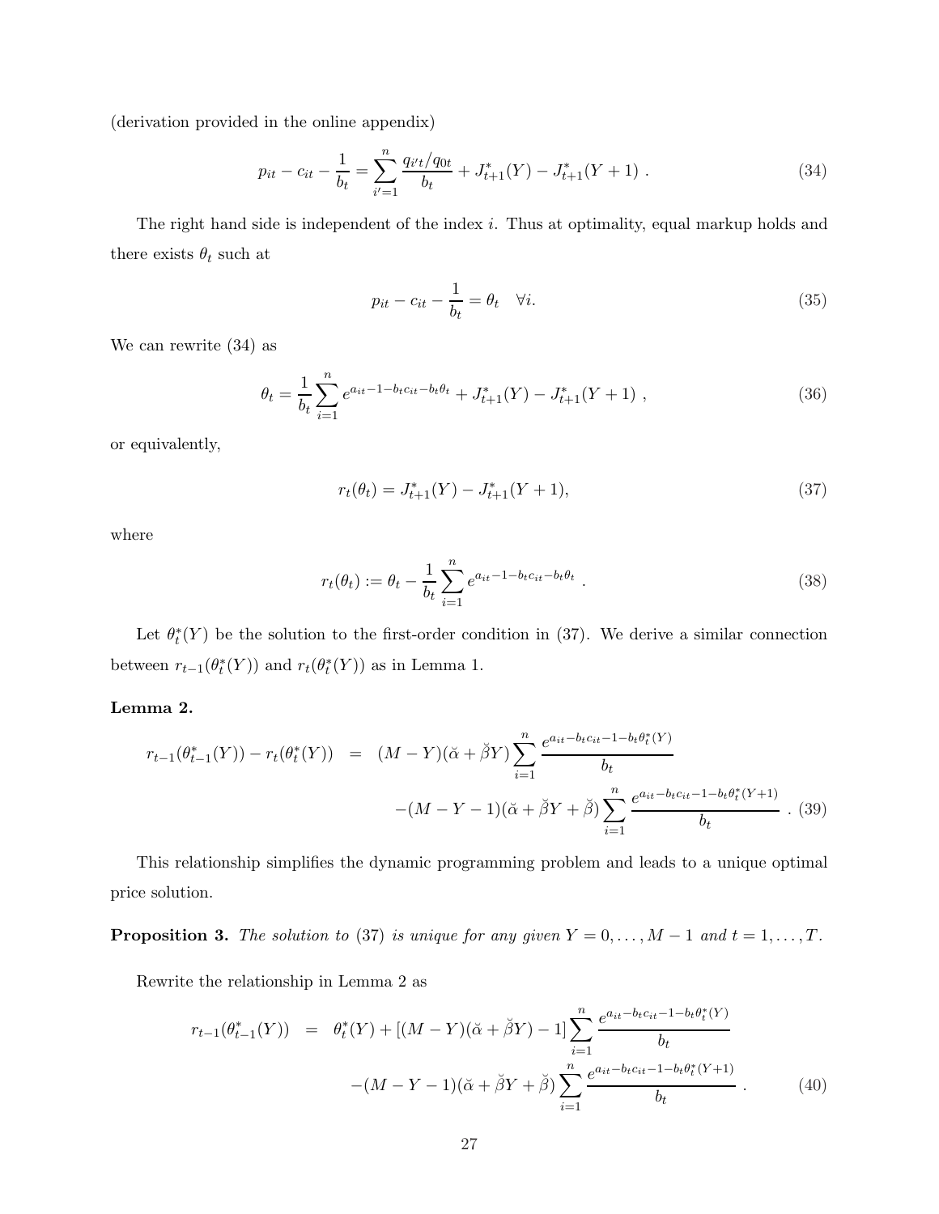(derivation provided in the online appendix)

$$p_{it} - c_{it} - \frac{1}{b_t} = \sum_{i'=1}^{n} \frac{q_{i't}/q_{0t}}{b_t} + J^*_{t+1}(Y) - J^*_{t+1}(Y+1) \ . \tag{34}$$

The right hand side is independent of the index $i$. Thus at optimality, equal markup holds and there exists $\theta_t$ such at

$$p_{it} - c_{it} - \frac{1}{b_t} = \theta_t \quad \forall i. \tag{35}$$

We can rewrite (34) as

$$\theta_t = \frac{1}{b_t} \sum_{i=1}^{n} e^{a_{it} - 1 - b_t c_{it} - b_t \theta_t} + J^*_{t+1}(Y) - J^*_{t+1}(Y+1) \ , \tag{36}$$

or equivalently,

$$r_t(\theta_t) = J^*_{t+1}(Y) - J^*_{t+1}(Y+1), \tag{37}$$

where

$$r_t(\theta_t) := \theta_t - \frac{1}{b_t} \sum_{i=1}^{n} e^{a_{it} - 1 - b_t c_{it} - b_t \theta_t} \ . \tag{38}$$

Let $\theta^*_t(Y)$ be the solution to the first-order condition in (37). We derive a similar connection between $r_{t-1}(\theta^*_t(Y))$ and $r_t(\theta^*_t(Y))$ as in Lemma 1.

**Lemma 2.**

$$\begin{aligned} r_{t-1}(\theta^*_{t-1}(Y)) - r_t(\theta^*_t(Y)) &= (M-Y)(\breve{\alpha} + \breve{\beta} Y) \sum_{i=1}^{n} \frac{e^{a_{it} - b_t c_{it} - 1 - b_t \theta^*_t(Y)}}{b_t} \\ &\quad - (M-Y-1)(\breve{\alpha} + \breve{\beta} Y + \breve{\beta}) \sum_{i=1}^{n} \frac{e^{a_{it} - b_t c_{it} - 1 - b_t \theta^*_t(Y+1)}}{b_t} \ . \end{aligned} \tag{39}$$

This relationship simplifies the dynamic programming problem and leads to a unique optimal price solution.

**Proposition 3.** *The solution to* (37) *is unique for any given* $Y = 0, \ldots, M-1$ *and* $t = 1, \ldots, T$.

Rewrite the relationship in Lemma 2 as

$$\begin{aligned} r_{t-1}(\theta^*_{t-1}(Y)) &= \theta^*_t(Y) + [(M-Y)(\breve{\alpha} + \breve{\beta} Y) - 1] \sum_{i=1}^{n} \frac{e^{a_{it} - b_t c_{it} - 1 - b_t \theta^*_t(Y)}}{b_t} \\ &\quad - (M-Y-1)(\breve{\alpha} + \breve{\beta} Y + \breve{\beta}) \sum_{i=1}^{n} \frac{e^{a_{it} - b_t c_{it} - 1 - b_t \theta^*_t(Y+1)}}{b_t} \ . \end{aligned} \tag{40}$$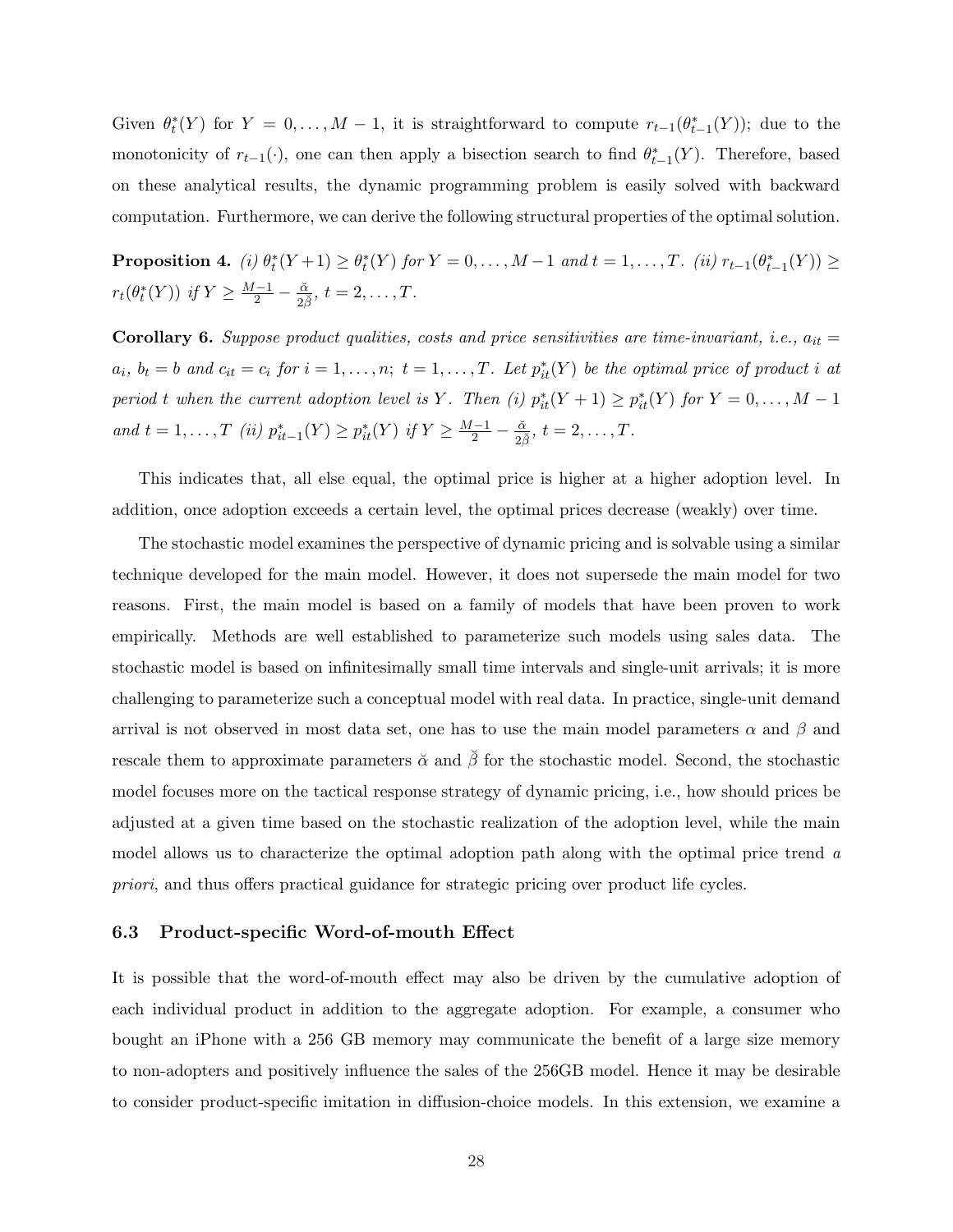Given $\theta_t^*(Y)$ for $Y = 0, \ldots, M-1$, it is straightforward to compute $r_{t-1}(\theta_{t-1}^*(Y))$; due to the monotonicity of $r_{t-1}(\cdot)$, one can then apply a bisection search to find $\theta_{t-1}^*(Y)$. Therefore, based on these analytical results, the dynamic programming problem is easily solved with backward computation. Furthermore, we can derive the following structural properties of the optimal solution.

**Proposition 4.** *(i) $\theta_t^*(Y+1) \geq \theta_t^*(Y)$ for $Y = 0, \ldots, M-1$ and $t = 1, \ldots, T$. (ii) $r_{t-1}(\theta_{t-1}^*(Y)) \geq r_t(\theta_t^*(Y))$ if $Y \geq \frac{M-1}{2} - \frac{\breve{\alpha}}{2\breve{\beta}}$, $t = 2, \ldots, T$.*

**Corollary 6.** *Suppose product qualities, costs and price sensitivities are time-invariant, i.e., $a_{it} = a_i$, $b_t = b$ and $c_{it} = c_i$ for $i = 1, \ldots, n$; $t = 1, \ldots, T$. Let $p_{it}^*(Y)$ be the optimal price of product $i$ at period $t$ when the current adoption level is $Y$. Then (i) $p_{it}^*(Y+1) \geq p_{it}^*(Y)$ for $Y = 0, \ldots, M-1$ and $t = 1, \ldots, T$ (ii) $p_{it-1}^*(Y) \geq p_{it}^*(Y)$ if $Y \geq \frac{M-1}{2} - \frac{\breve{\alpha}}{2\breve{\beta}}$, $t = 2, \ldots, T$.*

This indicates that, all else equal, the optimal price is higher at a higher adoption level. In addition, once adoption exceeds a certain level, the optimal prices decrease (weakly) over time.

The stochastic model examines the perspective of dynamic pricing and is solvable using a similar technique developed for the main model. However, it does not supersede the main model for two reasons. First, the main model is based on a family of models that have been proven to work empirically. Methods are well established to parameterize such models using sales data. The stochastic model is based on infinitesimally small time intervals and single-unit arrivals; it is more challenging to parameterize such a conceptual model with real data. In practice, single-unit demand arrival is not observed in most data set, one has to use the main model parameters $\alpha$ and $\beta$ and rescale them to approximate parameters $\breve{\alpha}$ and $\breve{\beta}$ for the stochastic model. Second, the stochastic model focuses more on the tactical response strategy of dynamic pricing, i.e., how should prices be adjusted at a given time based on the stochastic realization of the adoption level, while the main model allows us to characterize the optimal adoption path along with the optimal price trend *a priori*, and thus offers practical guidance for strategic pricing over product life cycles.

### 6.3 Product-specific Word-of-mouth Effect

It is possible that the word-of-mouth effect may also be driven by the cumulative adoption of each individual product in addition to the aggregate adoption. For example, a consumer who bought an iPhone with a 256 GB memory may communicate the benefit of a large size memory to non-adopters and positively influence the sales of the 256GB model. Hence it may be desirable to consider product-specific imitation in diffusion-choice models. In this extension, we examine a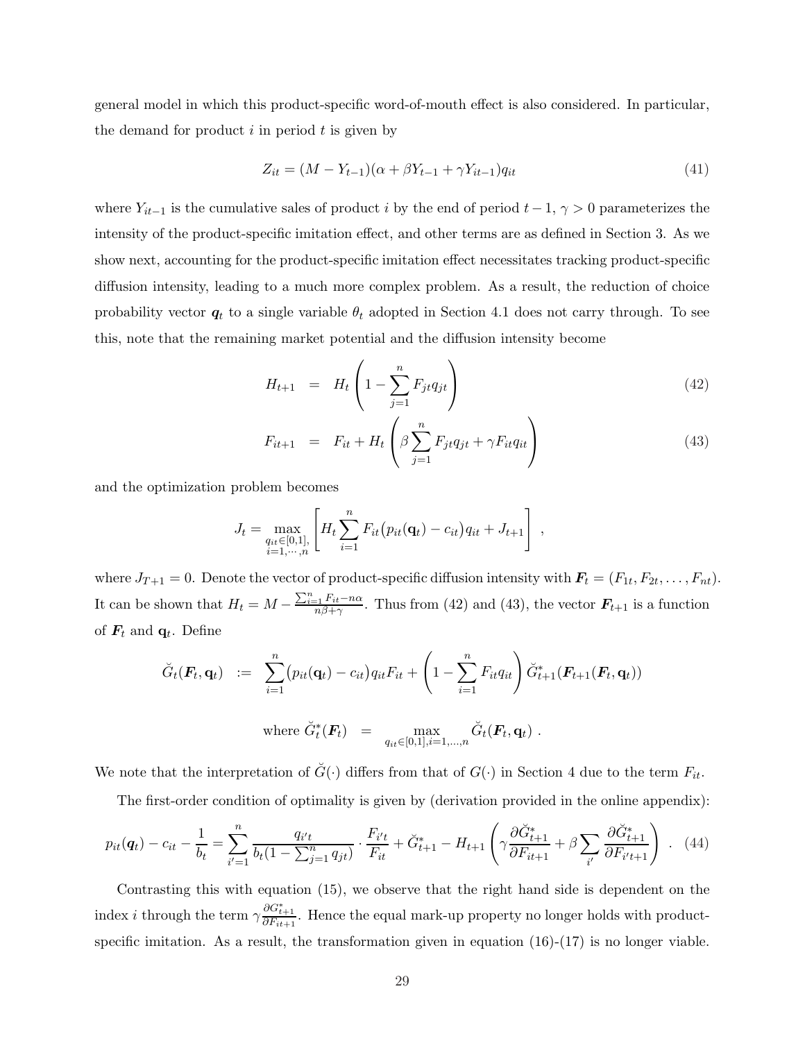general model in which this product-specific word-of-mouth effect is also considered. In particular, the demand for product $i$ in period $t$ is given by

$$Z_{it} = (M - Y_{t-1})(\alpha + \beta Y_{t-1} + \gamma Y_{it-1})q_{it} \tag{41}$$

where $Y_{it-1}$ is the cumulative sales of product $i$ by the end of period $t-1$, $\gamma > 0$ parameterizes the intensity of the product-specific imitation effect, and other terms are as defined in Section 3. As we show next, accounting for the product-specific imitation effect necessitates tracking product-specific diffusion intensity, leading to a much more complex problem. As a result, the reduction of choice probability vector $\boldsymbol{q}_t$ to a single variable $\theta_t$ adopted in Section 4.1 does not carry through. To see this, note that the remaining market potential and the diffusion intensity become

$$H_{t+1} = H_t \left(1 - \sum_{j=1}^{n} F_{jt} q_{jt}\right) \tag{42}$$

$$F_{it+1} = F_{it} + H_t \left(\beta \sum_{j=1}^{n} F_{jt} q_{jt} + \gamma F_{it} q_{it}\right) \tag{43}$$

and the optimization problem becomes

$$J_t = \max_{\substack{q_{it} \in [0,1], \\ i=1,\cdots,n}} \left[ H_t \sum_{i=1}^{n} F_{it}\big(p_{it}(\mathbf{q}_t) - c_{it}\big) q_{it} + J_{t+1} \right] ,$$

where $J_{T+1} = 0$. Denote the vector of product-specific diffusion intensity with $\boldsymbol{F}_t = (F_{1t}, F_{2t}, \ldots, F_{nt})$. It can be shown that $H_t = M - \frac{\sum_{i=1}^{n} F_{it} - n\alpha}{n\beta + \gamma}$. Thus from (42) and (43), the vector $\boldsymbol{F}_{t+1}$ is a function of $\boldsymbol{F}_t$ and $\mathbf{q}_t$. Define

$$\breve{G}_t(\boldsymbol{F}_t, \mathbf{q}_t) \;:=\; \sum_{i=1}^{n} \big(p_{it}(\mathbf{q}_t) - c_{it}\big) q_{it} F_{it} + \left(1 - \sum_{i=1}^{n} F_{it} q_{it}\right) \breve{G}^*_{t+1}(\boldsymbol{F}_{t+1}(\boldsymbol{F}_t, \mathbf{q}_t))$$

$$\text{where } \breve{G}^*_t(\boldsymbol{F}_t) \;=\; \max_{q_{it} \in [0,1], i=1,\ldots,n} \breve{G}_t(\boldsymbol{F}_t, \mathbf{q}_t) \;.$$

We note that the interpretation of $\breve{G}(\cdot)$ differs from that of $G(\cdot)$ in Section 4 due to the term $F_{it}$.

The first-order condition of optimality is given by (derivation provided in the online appendix):

$$p_{it}(\boldsymbol{q}_t) - c_{it} - \frac{1}{b_t} = \sum_{i'=1}^{n} \frac{q_{i't}}{b_t(1 - \sum_{j=1}^{n} q_{jt})} \cdot \frac{F_{i't}}{F_{it}} + \breve{G}^*_{t+1} - H_{t+1}\left(\gamma \frac{\partial \breve{G}^*_{t+1}}{\partial F_{it+1}} + \beta \sum_{i'} \frac{\partial \breve{G}^*_{t+1}}{\partial F_{i't+1}}\right) \;. \tag{44}$$

Contrasting this with equation (15), we observe that the right hand side is dependent on the index $i$ through the term $\gamma \frac{\partial G^*_{t+1}}{\partial F_{it+1}}$. Hence the equal mark-up property no longer holds with product-specific imitation. As a result, the transformation given in equation (16)-(17) is no longer viable.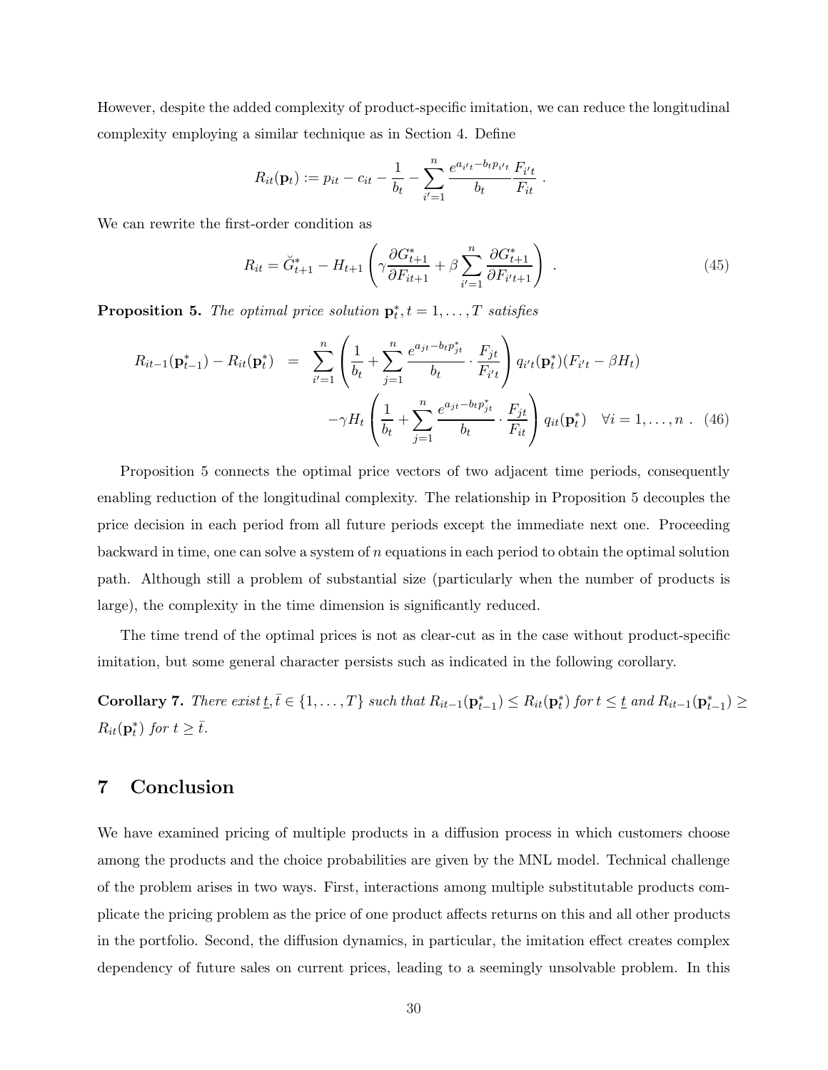However, despite the added complexity of product-specific imitation, we can reduce the longitudinal complexity employing a similar technique as in Section 4. Define

$$R_{it}(\mathbf{p}_t) := p_{it} - c_{it} - \frac{1}{b_t} - \sum_{i'=1}^{n} \frac{e^{a_{i't} - b_t p_{i't}}}{b_t} \frac{F_{i't}}{F_{it}} \ .$$

We can rewrite the first-order condition as

$$R_{it} = \breve{G}^*_{t+1} - H_{t+1} \left( \gamma \frac{\partial G^*_{t+1}}{\partial F_{it+1}} + \beta \sum_{i'=1}^{n} \frac{\partial G^*_{t+1}}{\partial F_{i't+1}} \right) \ . \tag{45}$$

**Proposition 5.** *The optimal price solution* $\mathbf{p}^*_t, t = 1, \ldots, T$ *satisfies*

$$\begin{aligned} R_{it-1}(\mathbf{p}^*_{t-1}) - R_{it}(\mathbf{p}^*_t) \quad = \quad & \sum_{i'=1}^{n} \left( \frac{1}{b_t} + \sum_{j=1}^{n} \frac{e^{a_{jt} - b_t p^*_{jt}}}{b_t} \cdot \frac{F_{jt}}{F_{i't}} \right) q_{i't}(\mathbf{p}^*_t)(F_{i't} - \beta H_t) \\ & - \gamma H_t \left( \frac{1}{b_t} + \sum_{j=1}^{n} \frac{e^{a_{jt} - b_t p^*_{jt}}}{b_t} \cdot \frac{F_{jt}}{F_{it}} \right) q_{it}(\mathbf{p}^*_t) \quad \forall i = 1, \ldots, n \ . \end{aligned} \tag{46}$$

Proposition 5 connects the optimal price vectors of two adjacent time periods, consequently enabling reduction of the longitudinal complexity. The relationship in Proposition 5 decouples the price decision in each period from all future periods except the immediate next one. Proceeding backward in time, one can solve a system of $n$ equations in each period to obtain the optimal solution path. Although still a problem of substantial size (particularly when the number of products is large), the complexity in the time dimension is significantly reduced.

The time trend of the optimal prices is not as clear-cut as in the case without product-specific imitation, but some general character persists such as indicated in the following corollary.

**Corollary 7.** *There exist* $\underline{t}, \bar{t} \in \{1, \ldots, T\}$ *such that* $R_{it-1}(\mathbf{p}^*_{t-1}) \leq R_{it}(\mathbf{p}^*_t)$ *for* $t \leq \underline{t}$ *and* $R_{it-1}(\mathbf{p}^*_{t-1}) \geq R_{it}(\mathbf{p}^*_t)$ *for* $t \geq \bar{t}$.

## 7 Conclusion

We have examined pricing of multiple products in a diffusion process in which customers choose among the products and the choice probabilities are given by the MNL model. Technical challenge of the problem arises in two ways. First, interactions among multiple substitutable products complicate the pricing problem as the price of one product affects returns on this and all other products in the portfolio. Second, the diffusion dynamics, in particular, the imitation effect creates complex dependency of future sales on current prices, leading to a seemingly unsolvable problem. In this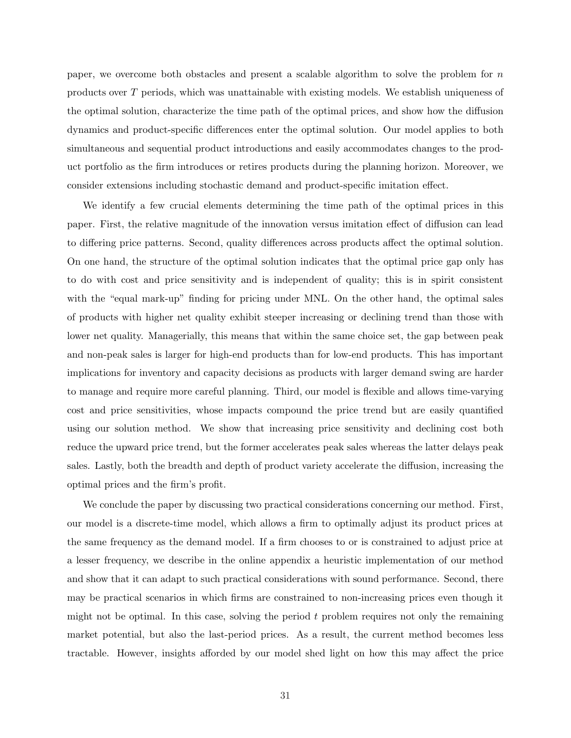paper, we overcome both obstacles and present a scalable algorithm to solve the problem for $n$ products over $T$ periods, which was unattainable with existing models. We establish uniqueness of the optimal solution, characterize the time path of the optimal prices, and show how the diffusion dynamics and product-specific differences enter the optimal solution. Our model applies to both simultaneous and sequential product introductions and easily accommodates changes to the product portfolio as the firm introduces or retires products during the planning horizon. Moreover, we consider extensions including stochastic demand and product-specific imitation effect.

We identify a few crucial elements determining the time path of the optimal prices in this paper. First, the relative magnitude of the innovation versus imitation effect of diffusion can lead to differing price patterns. Second, quality differences across products affect the optimal solution. On one hand, the structure of the optimal solution indicates that the optimal price gap only has to do with cost and price sensitivity and is independent of quality; this is in spirit consistent with the "equal mark-up" finding for pricing under MNL. On the other hand, the optimal sales of products with higher net quality exhibit steeper increasing or declining trend than those with lower net quality. Managerially, this means that within the same choice set, the gap between peak and non-peak sales is larger for high-end products than for low-end products. This has important implications for inventory and capacity decisions as products with larger demand swing are harder to manage and require more careful planning. Third, our model is flexible and allows time-varying cost and price sensitivities, whose impacts compound the price trend but are easily quantified using our solution method. We show that increasing price sensitivity and declining cost both reduce the upward price trend, but the former accelerates peak sales whereas the latter delays peak sales. Lastly, both the breadth and depth of product variety accelerate the diffusion, increasing the optimal prices and the firm's profit.

We conclude the paper by discussing two practical considerations concerning our method. First, our model is a discrete-time model, which allows a firm to optimally adjust its product prices at the same frequency as the demand model. If a firm chooses to or is constrained to adjust price at a lesser frequency, we describe in the online appendix a heuristic implementation of our method and show that it can adapt to such practical considerations with sound performance. Second, there may be practical scenarios in which firms are constrained to non-increasing prices even though it might not be optimal. In this case, solving the period $t$ problem requires not only the remaining market potential, but also the last-period prices. As a result, the current method becomes less tractable. However, insights afforded by our model shed light on how this may affect the price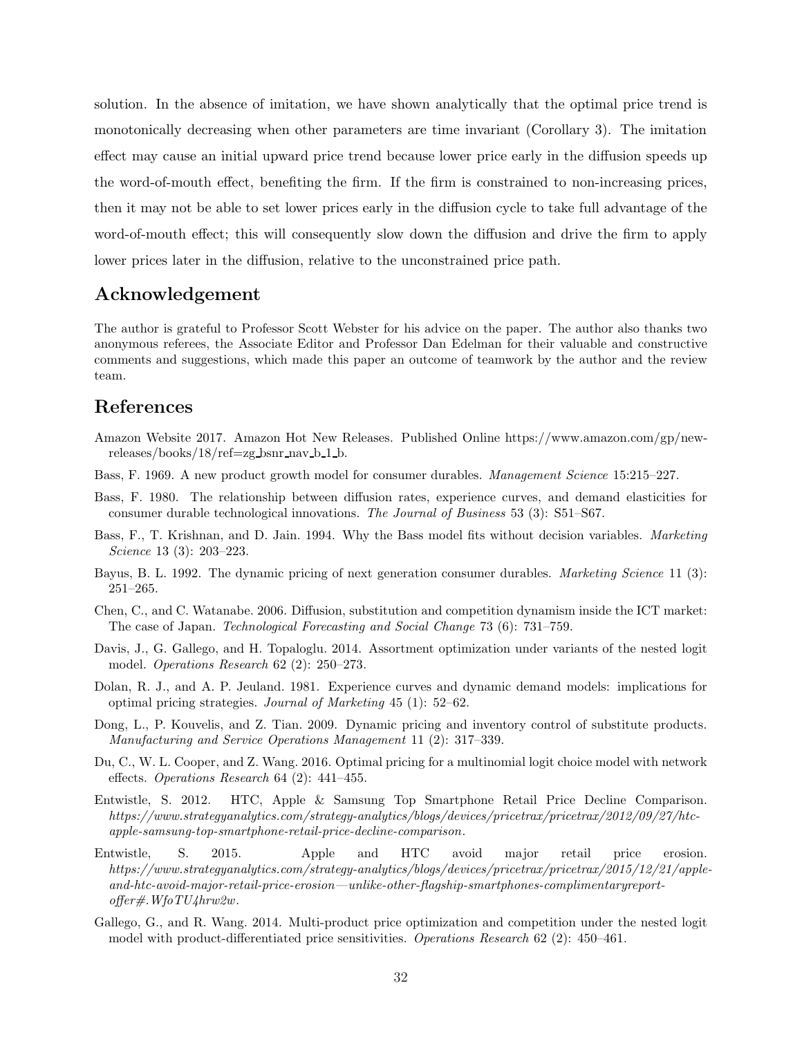solution. In the absence of imitation, we have shown analytically that the optimal price trend is monotonically decreasing when other parameters are time invariant (Corollary 3). The imitation effect may cause an initial upward price trend because lower price early in the diffusion speeds up the word-of-mouth effect, benefiting the firm. If the firm is constrained to non-increasing prices, then it may not be able to set lower prices early in the diffusion cycle to take full advantage of the word-of-mouth effect; this will consequently slow down the diffusion and drive the firm to apply lower prices later in the diffusion, relative to the unconstrained price path.

## Acknowledgement

The author is grateful to Professor Scott Webster for his advice on the paper. The author also thanks two anonymous referees, the Associate Editor and Professor Dan Edelman for their valuable and constructive comments and suggestions, which made this paper an outcome of teamwork by the author and the review team.

## References

Amazon Website 2017. Amazon Hot New Releases. Published Online https://www.amazon.com/gp/new-releases/books/18/ref=zg_bsnr_nav_b_1_b.

Bass, F. 1969. A new product growth model for consumer durables. *Management Science* 15:215–227.

Bass, F. 1980. The relationship between diffusion rates, experience curves, and demand elasticities for consumer durable technological innovations. *The Journal of Business* 53 (3): S51–S67.

Bass, F., T. Krishnan, and D. Jain. 1994. Why the Bass model fits without decision variables. *Marketing Science* 13 (3): 203–223.

Bayus, B. L. 1992. The dynamic pricing of next generation consumer durables. *Marketing Science* 11 (3): 251–265.

Chen, C., and C. Watanabe. 2006. Diffusion, substitution and competition dynamism inside the ICT market: The case of Japan. *Technological Forecasting and Social Change* 73 (6): 731–759.

Davis, J., G. Gallego, and H. Topaloglu. 2014. Assortment optimization under variants of the nested logit model. *Operations Research* 62 (2): 250–273.

Dolan, R. J., and A. P. Jeuland. 1981. Experience curves and dynamic demand models: implications for optimal pricing strategies. *Journal of Marketing* 45 (1): 52–62.

Dong, L., P. Kouvelis, and Z. Tian. 2009. Dynamic pricing and inventory control of substitute products. *Manufacturing and Service Operations Management* 11 (2): 317–339.

Du, C., W. L. Cooper, and Z. Wang. 2016. Optimal pricing for a multinomial logit choice model with network effects. *Operations Research* 64 (2): 441–455.

Entwistle, S. 2012. HTC, Apple & Samsung Top Smartphone Retail Price Decline Comparison. *https://www.strategyanalytics.com/strategy-analytics/blogs/devices/pricetrax/pricetrax/2012/09/27/htc-apple-samsung-top-smartphone-retail-price-decline-comparison.*

Entwistle, S. 2015. Apple and HTC avoid major retail price erosion. *https://www.strategyanalytics.com/strategy-analytics/blogs/devices/pricetrax/pricetrax/2015/12/21/apple-and-htc-avoid-major-retail-price-erosion—unlike-other-flagship-smartphones-complimentaryreport-offer#.WfoTU4hrw2w.*

Gallego, G., and R. Wang. 2014. Multi-product price optimization and competition under the nested logit model with product-differentiated price sensitivities. *Operations Research* 62 (2): 450–461.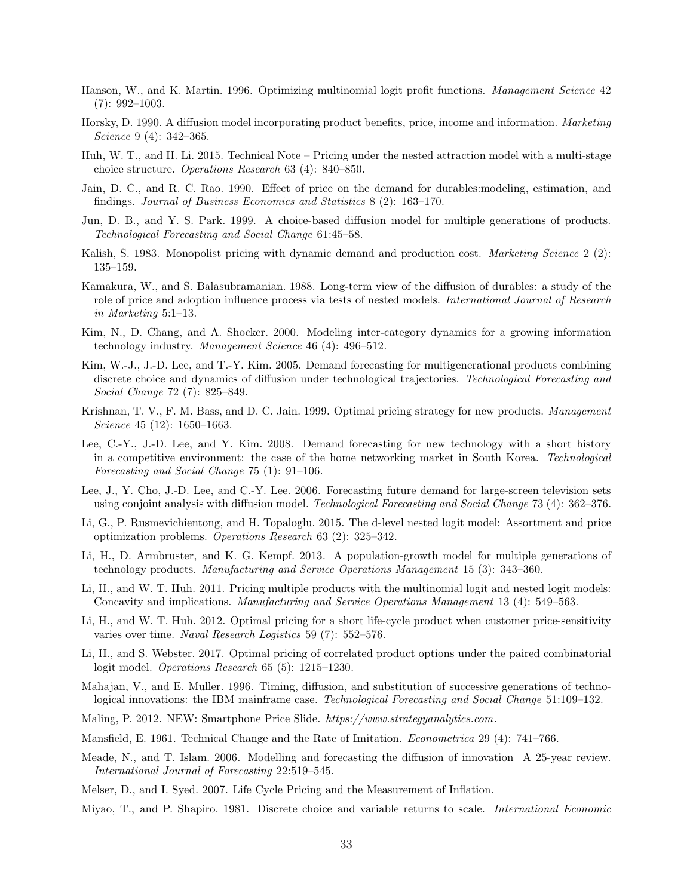Hanson, W., and K. Martin. 1996. Optimizing multinomial logit profit functions. *Management Science* 42 (7): 992–1003.

Horsky, D. 1990. A diffusion model incorporating product benefits, price, income and information. *Marketing Science* 9 (4): 342–365.

Huh, W. T., and H. Li. 2015. Technical Note – Pricing under the nested attraction model with a multi-stage choice structure. *Operations Research* 63 (4): 840–850.

Jain, D. C., and R. C. Rao. 1990. Effect of price on the demand for durables:modeling, estimation, and findings. *Journal of Business Economics and Statistics* 8 (2): 163–170.

Jun, D. B., and Y. S. Park. 1999. A choice-based diffusion model for multiple generations of products. *Technological Forecasting and Social Change* 61:45–58.

Kalish, S. 1983. Monopolist pricing with dynamic demand and production cost. *Marketing Science* 2 (2): 135–159.

Kamakura, W., and S. Balasubramanian. 1988. Long-term view of the diffusion of durables: a study of the role of price and adoption influence process via tests of nested models. *International Journal of Research in Marketing* 5:1–13.

Kim, N., D. Chang, and A. Shocker. 2000. Modeling inter-category dynamics for a growing information technology industry. *Management Science* 46 (4): 496–512.

Kim, W.-J., J.-D. Lee, and T.-Y. Kim. 2005. Demand forecasting for multigenerational products combining discrete choice and dynamics of diffusion under technological trajectories. *Technological Forecasting and Social Change* 72 (7): 825–849.

Krishnan, T. V., F. M. Bass, and D. C. Jain. 1999. Optimal pricing strategy for new products. *Management Science* 45 (12): 1650–1663.

Lee, C.-Y., J.-D. Lee, and Y. Kim. 2008. Demand forecasting for new technology with a short history in a competitive environment: the case of the home networking market in South Korea. *Technological Forecasting and Social Change* 75 (1): 91–106.

Lee, J., Y. Cho, J.-D. Lee, and C.-Y. Lee. 2006. Forecasting future demand for large-screen television sets using conjoint analysis with diffusion model. *Technological Forecasting and Social Change* 73 (4): 362–376.

Li, G., P. Rusmevichientong, and H. Topaloglu. 2015. The d-level nested logit model: Assortment and price optimization problems. *Operations Research* 63 (2): 325–342.

Li, H., D. Armbruster, and K. G. Kempf. 2013. A population-growth model for multiple generations of technology products. *Manufacturing and Service Operations Management* 15 (3): 343–360.

Li, H., and W. T. Huh. 2011. Pricing multiple products with the multinomial logit and nested logit models: Concavity and implications. *Manufacturing and Service Operations Management* 13 (4): 549–563.

Li, H., and W. T. Huh. 2012. Optimal pricing for a short life-cycle product when customer price-sensitivity varies over time. *Naval Research Logistics* 59 (7): 552–576.

Li, H., and S. Webster. 2017. Optimal pricing of correlated product options under the paired combinatorial logit model. *Operations Research* 65 (5): 1215–1230.

Mahajan, V., and E. Muller. 1996. Timing, diffusion, and substitution of successive generations of technological innovations: the IBM mainframe case. *Technological Forecasting and Social Change* 51:109–132.

Maling, P. 2012. NEW: Smartphone Price Slide. *https://www.strategyanalytics.com*.

Mansfield, E. 1961. Technical Change and the Rate of Imitation. *Econometrica* 29 (4): 741–766.

Meade, N., and T. Islam. 2006. Modelling and forecasting the diffusion of innovation A 25-year review. *International Journal of Forecasting* 22:519–545.

Melser, D., and I. Syed. 2007. Life Cycle Pricing and the Measurement of Inflation.

Miyao, T., and P. Shapiro. 1981. Discrete choice and variable returns to scale. *International Economic*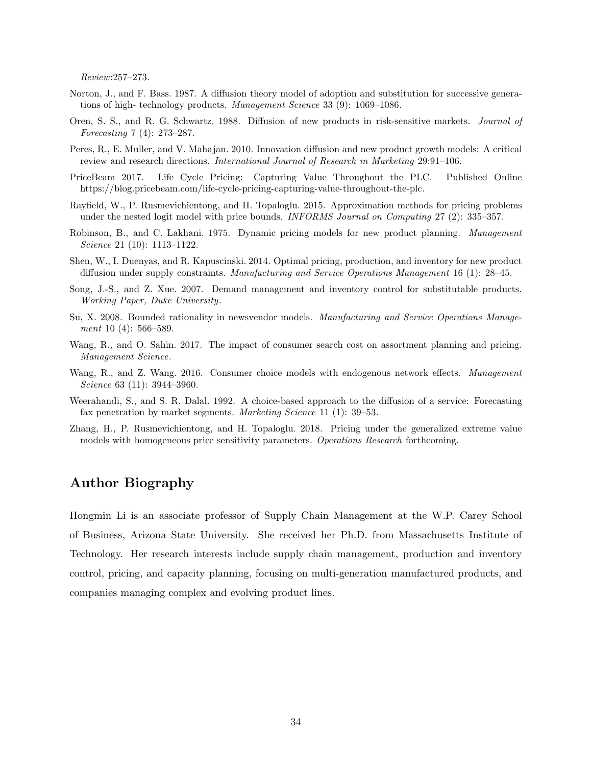*Review*:257–273.

Norton, J., and F. Bass. 1987. A diffusion theory model of adoption and substitution for successive generations of high- technology products. *Management Science* 33 (9): 1069–1086.

Oren, S. S., and R. G. Schwartz. 1988. Diffusion of new products in risk-sensitive markets. *Journal of Forecasting* 7 (4): 273–287.

Peres, R., E. Muller, and V. Mahajan. 2010. Innovation diffusion and new product growth models: A critical review and research directions. *International Journal of Research in Marketing* 29:91–106.

PriceBeam 2017. Life Cycle Pricing: Capturing Value Throughout the PLC. Published Online https://blog.pricebeam.com/life-cycle-pricing-capturing-value-throughout-the-plc.

Rayfield, W., P. Rusmevichientong, and H. Topaloglu. 2015. Approximation methods for pricing problems under the nested logit model with price bounds. *INFORMS Journal on Computing* 27 (2): 335–357.

Robinson, B., and C. Lakhani. 1975. Dynamic pricing models for new product planning. *Management Science* 21 (10): 1113–1122.

Shen, W., I. Duenyas, and R. Kapuscinski. 2014. Optimal pricing, production, and inventory for new product diffusion under supply constraints. *Manufacturing and Service Operations Management* 16 (1): 28–45.

Song, J.-S., and Z. Xue. 2007. Demand management and inventory control for substitutable products. *Working Paper, Duke University*.

Su, X. 2008. Bounded rationality in newsvendor models. *Manufacturing and Service Operations Management* 10 (4): 566–589.

Wang, R., and O. Sahin. 2017. The impact of consumer search cost on assortment planning and pricing. *Management Science*.

Wang, R., and Z. Wang. 2016. Consumer choice models with endogenous network effects. *Management Science* 63 (11): 3944–3960.

Weerahandi, S., and S. R. Dalal. 1992. A choice-based approach to the diffusion of a service: Forecasting fax penetration by market segments. *Marketing Science* 11 (1): 39–53.

Zhang, H., P. Rusmevichientong, and H. Topaloglu. 2018. Pricing under the generalized extreme value models with homogeneous price sensitivity parameters. *Operations Research* forthcoming.

## Author Biography

Hongmin Li is an associate professor of Supply Chain Management at the W.P. Carey School of Business, Arizona State University. She received her Ph.D. from Massachusetts Institute of Technology. Her research interests include supply chain management, production and inventory control, pricing, and capacity planning, focusing on multi-generation manufactured products, and companies managing complex and evolving product lines.